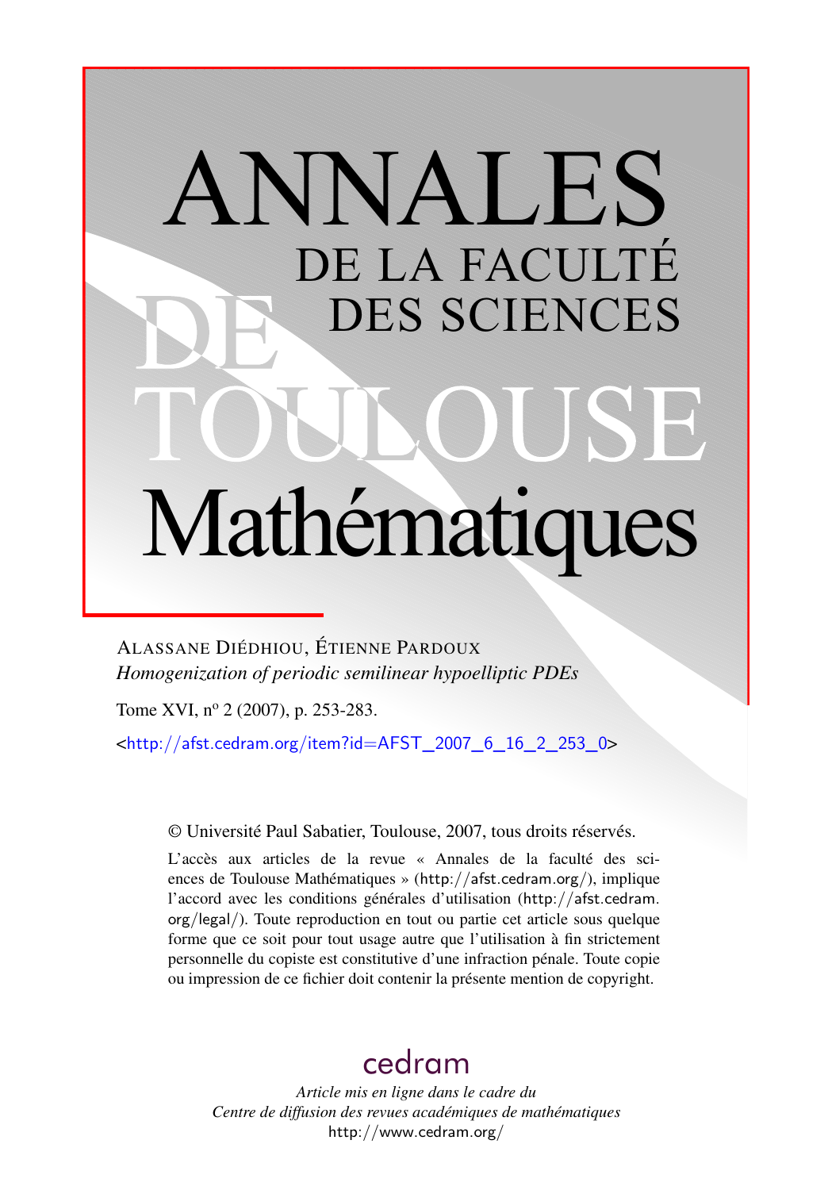# ANNALES DE LA FACULTÉ DES SCIENCES DE TOULOUSE Mathématiques

ALASSANE DIÉDHIOU, ÉTIENNE PARDOUX

*Homogenization of periodic semilinear hypoelliptic PDEs*

Tome XVI, nº 2 (2007), p. 253-283.

<http://afst.cedram.org/item?id=AFST_2007_6_16_2_253_0>

© Université Paul Sabatier, Toulouse, 2007, tous droits réservés.

L'accès aux articles de la revue « Annales de la faculté des sciences de Toulouse Mathématiques » (http://afst.cedram.org/), implique l'accord avec les conditions générales d'utilisation (http://afst.cedram.org/legal/). Toute reproduction en tout ou partie cet article sous quelque forme que ce soit pour tout usage autre que l'utilisation à fin strictement personnelle du copiste est constitutive d'une infraction pénale. Toute copie ou impression de ce fichier doit contenir la présente mention de copyright.

cedram

*Article mis en ligne dans le cadre du*
*Centre de diffusion des revues académiques de mathématiques*
http://www.cedram.org/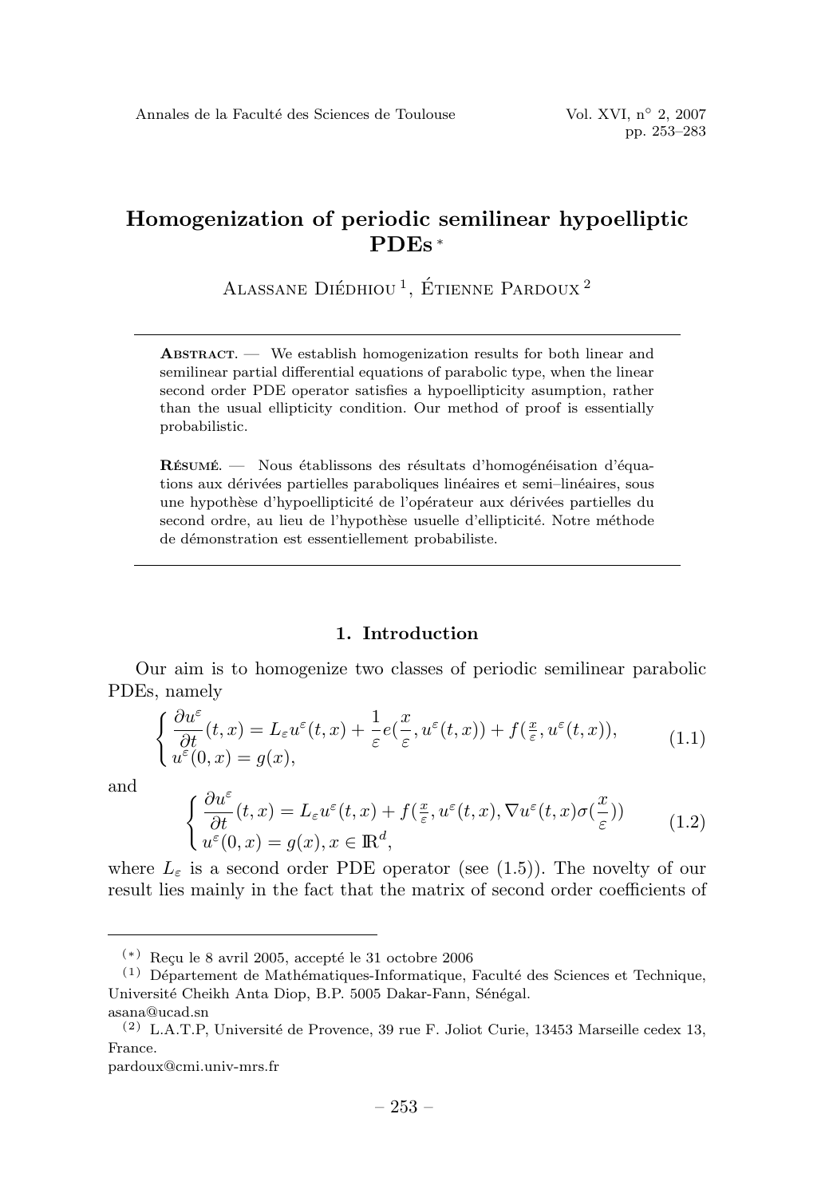# Homogenization of periodic semilinear hypoelliptic PDEs [*]

Alassane Diédhiou [1], Étienne Pardoux [2]

**Abstract.** — We establish homogenization results for both linear and semilinear partial differential equations of parabolic type, when the linear second order PDE operator satisfies a hypoellipticity asumption, rather than the usual ellipticity condition. Our method of proof is essentially probabilistic.

**Résumé.** — Nous établissons des résultats d'homogénéisation d'équations aux dérivées partielles paraboliques linéaires et semi–linéaires, sous une hypothèse d'hypoellipticité de l'opérateur aux dérivées partielles du second ordre, au lieu de l'hypothèse usuelle d'ellipticité. Notre méthode de démonstration est essentiellement probabiliste.

## 1. Introduction

Our aim is to homogenize two classes of periodic semilinear parabolic PDEs, namely

$$\begin{cases} \dfrac{\partial u^\varepsilon}{\partial t}(t,x) = L_\varepsilon u^\varepsilon(t,x) + \dfrac{1}{\varepsilon} e(\dfrac{x}{\varepsilon}, u^\varepsilon(t,x)) + f(\frac{x}{\varepsilon}, u^\varepsilon(t,x)), \\ u^\varepsilon(0,x) = g(x), \end{cases} \tag{1.1}$$

and

$$\begin{cases} \dfrac{\partial u^\varepsilon}{\partial t}(t,x) = L_\varepsilon u^\varepsilon(t,x) + f(\frac{x}{\varepsilon}, u^\varepsilon(t,x), \nabla u^\varepsilon(t,x)\sigma(\dfrac{x}{\varepsilon})) \\ u^\varepsilon(0,x) = g(x), x \in \mathbb{R}^d, \end{cases} \tag{1.2}$$

where $L_\varepsilon$ is a second order PDE operator (see (1.5)). The novelty of our result lies mainly in the fact that the matrix of second order coefficients of

---

[*] Reçu le 8 avril 2005, accepté le 31 octobre 2006

[1] Département de Mathématiques-Informatique, Faculté des Sciences et Technique, Université Cheikh Anta Diop, B.P. 5005 Dakar-Fann, Sénégal.
asana@ucad.sn

[2] L.A.T.P, Université de Provence, 39 rue F. Joliot Curie, 13453 Marseille cedex 13, France.
pardoux@cmi.univ-mrs.fr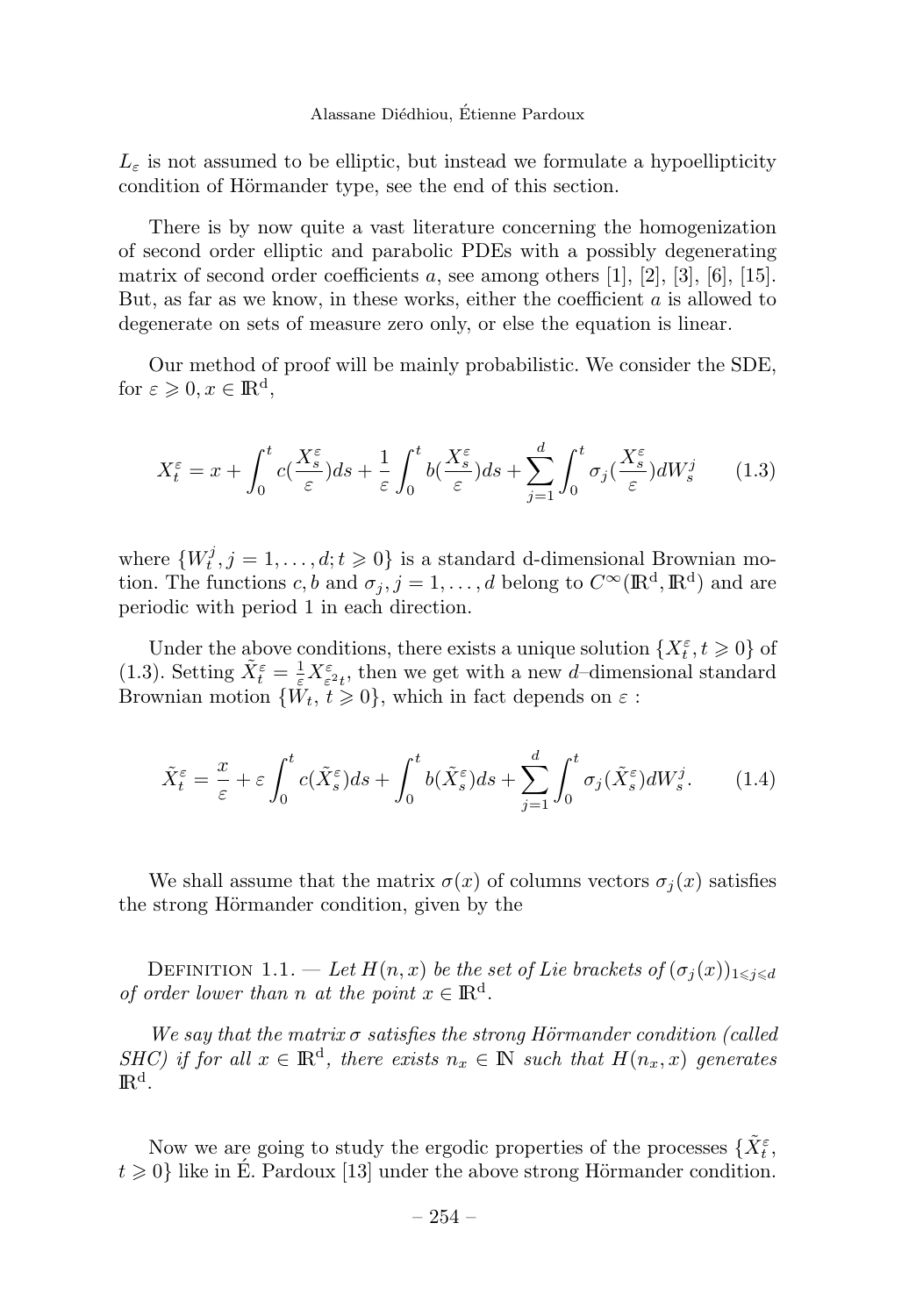$L_\varepsilon$ is not assumed to be elliptic, but instead we formulate a hypoellipticity condition of Hörmander type, see the end of this section.

There is by now quite a vast literature concerning the homogenization of second order elliptic and parabolic PDEs with a possibly degenerating matrix of second order coefficients $a$, see among others [1], [2], [3], [6], [15]. But, as far as we know, in these works, either the coefficient $a$ is allowed to degenerate on sets of measure zero only, or else the equation is linear.

Our method of proof will be mainly probabilistic. We consider the SDE, for $\varepsilon \geqslant 0, x \in \mathbb{R}^d$,

$$X_t^\varepsilon = x + \int_0^t c(\frac{X_s^\varepsilon}{\varepsilon})ds + \frac{1}{\varepsilon}\int_0^t b(\frac{X_s^\varepsilon}{\varepsilon})ds + \sum_{j=1}^d \int_0^t \sigma_j(\frac{X_s^\varepsilon}{\varepsilon})dW_s^j \tag{1.3}$$

where $\{W_t^j, j = 1, \ldots, d; t \geqslant 0\}$ is a standard d-dimensional Brownian motion. The functions $c, b$ and $\sigma_j, j = 1, \ldots, d$ belong to $C^\infty(\mathbb{R}^d, \mathbb{R}^d)$ and are periodic with period 1 in each direction.

Under the above conditions, there exists a unique solution $\{X_t^\varepsilon, t \geqslant 0\}$ of (1.3). Setting $\tilde{X}_t^\varepsilon = \frac{1}{\varepsilon}X_{\varepsilon^2 t}^\varepsilon$, then we get with a new $d$–dimensional standard Brownian motion $\{W_t, t \geqslant 0\}$, which in fact depends on $\varepsilon$ :

$$\tilde{X}_t^\varepsilon = \frac{x}{\varepsilon} + \varepsilon\int_0^t c(\tilde{X}_s^\varepsilon)ds + \int_0^t b(\tilde{X}_s^\varepsilon)ds + \sum_{j=1}^d \int_0^t \sigma_j(\tilde{X}_s^\varepsilon)dW_s^j. \tag{1.4}$$

We shall assume that the matrix $\sigma(x)$ of columns vectors $\sigma_j(x)$ satisfies the strong Hörmander condition, given by the

Definition 1.1. — *Let $H(n, x)$ be the set of Lie brackets of $(\sigma_j(x))_{1\leqslant j\leqslant d}$ of order lower than $n$ at the point $x \in \mathbb{R}^d$.*

*We say that the matrix $\sigma$ satisfies the strong Hörmander condition (called SHC) if for all $x \in \mathbb{R}^d$, there exists $n_x \in \mathbb{N}$ such that $H(n_x, x)$ generates $\mathbb{R}^d$.*

Now we are going to study the ergodic properties of the processes $\{\tilde{X}_t^\varepsilon, t \geqslant 0\}$ like in É. Pardoux [13] under the above strong Hörmander condition.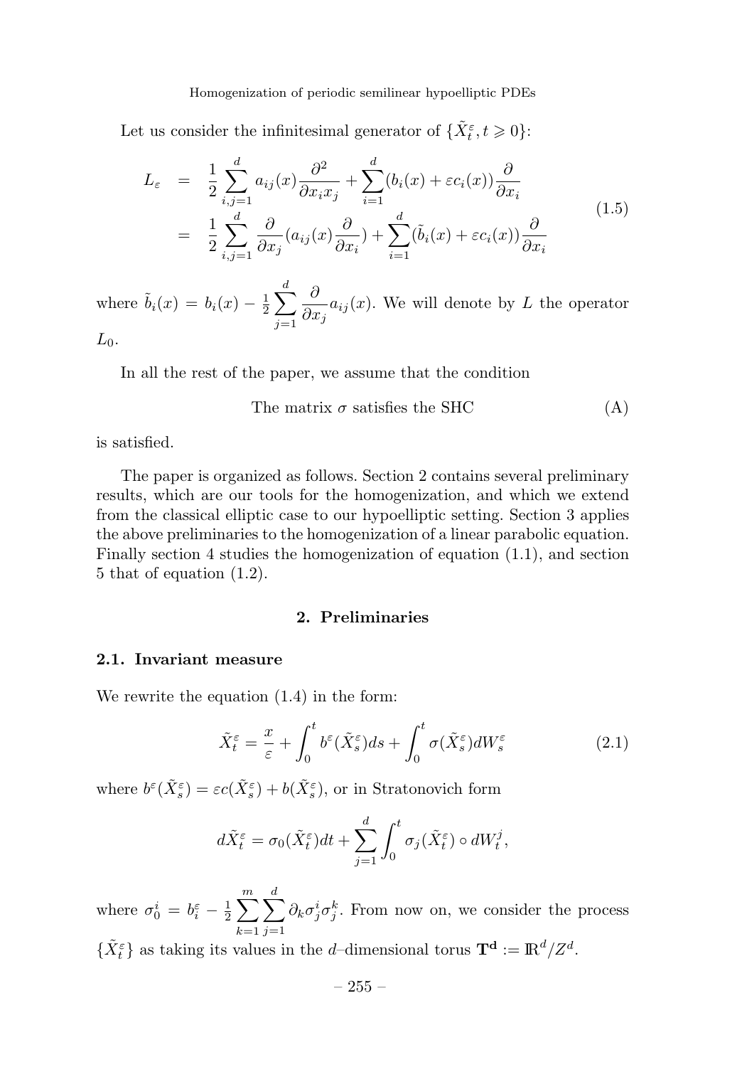Let us consider the infinitesimal generator of $\{\tilde{X}_t^\varepsilon, t \geqslant 0\}$:

$$
\begin{aligned}
L_\varepsilon &= \frac{1}{2}\sum_{i,j=1}^{d} a_{ij}(x)\frac{\partial^2}{\partial x_i x_j} + \sum_{i=1}^{d}(b_i(x) + \varepsilon c_i(x))\frac{\partial}{\partial x_i} \\
&= \frac{1}{2}\sum_{i,j=1}^{d} \frac{\partial}{\partial x_j}(a_{ij}(x)\frac{\partial}{\partial x_i}) + \sum_{i=1}^{d}(\tilde{b}_i(x) + \varepsilon c_i(x))\frac{\partial}{\partial x_i}
\end{aligned}
\tag{1.5}
$$

where $\tilde{b}_i(x) = b_i(x) - \frac{1}{2}\sum_{j=1}^{d}\frac{\partial}{\partial x_j}a_{ij}(x)$. We will denote by $L$ the operator $L_0$.

In all the rest of the paper, we assume that the condition

$$
\text{The matrix } \sigma \text{ satisfies the SHC} \tag{A}
$$

is satisfied.

The paper is organized as follows. Section 2 contains several preliminary results, which are our tools for the homogenization, and which we extend from the classical elliptic case to our hypoelliptic setting. Section 3 applies the above preliminaries to the homogenization of a linear parabolic equation. Finally section 4 studies the homogenization of equation (1.1), and section 5 that of equation (1.2).

## 2. Preliminaries

### 2.1. Invariant measure

We rewrite the equation (1.4) in the form:

$$
\tilde{X}_t^\varepsilon = \frac{x}{\varepsilon} + \int_0^t b^\varepsilon(\tilde{X}_s^\varepsilon)ds + \int_0^t \sigma(\tilde{X}_s^\varepsilon)dW_s^\varepsilon \tag{2.1}
$$

where $b^\varepsilon(\tilde{X}_s^\varepsilon) = \varepsilon c(\tilde{X}_s^\varepsilon) + b(\tilde{X}_s^\varepsilon)$, or in Stratonovich form

$$
d\tilde{X}_t^\varepsilon = \sigma_0(\tilde{X}_t^\varepsilon)dt + \sum_{j=1}^{d}\int_0^t \sigma_j(\tilde{X}_t^\varepsilon) \circ dW_t^j,
$$

where $\sigma_0^i = b_i^\varepsilon - \frac{1}{2}\sum_{k=1}^{m}\sum_{j=1}^{d}\partial_k\sigma_j^i\sigma_j^k$. From now on, we consider the process $\{\tilde{X}_t^\varepsilon\}$ as taking its values in the $d$–dimensional torus $\mathbf{T^d} := \mathbb{R}^d/Z^d$.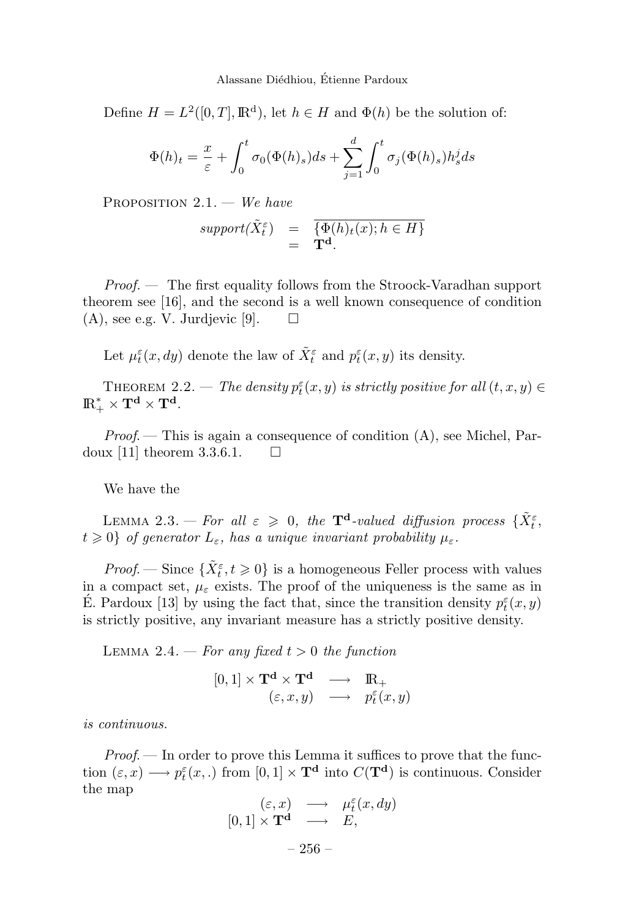Define $H = L^2([0,T], \mathbb{R}^d)$, let $h \in H$ and $\Phi(h)$ be the solution of:

$$\Phi(h)_t = \frac{x}{\varepsilon} + \int_0^t \sigma_0(\Phi(h)_s)ds + \sum_{j=1}^{d} \int_0^t \sigma_j(\Phi(h)_s)h_s^j ds$$

Proposition 2.1. — *We have*

$$\begin{aligned} support(\tilde{X}_t^\varepsilon) &= \overline{\{\Phi(h)_t(x); h \in H\}} \\ &= \mathbf{T^d}. \end{aligned}$$

*Proof.* — The first equality follows from the Stroock-Varadhan support theorem see [16], and the second is a well known consequence of condition (A), see e.g. V. Jurdjevic [9]. □

Let $\mu_t^\varepsilon(x, dy)$ denote the law of $\tilde{X}_t^\varepsilon$ and $p_t^\varepsilon(x, y)$ its density.

Theorem 2.2. — *The density $p_t^\varepsilon(x, y)$ is strictly positive for all $(t, x, y) \in \mathbb{R}_+^* \times \mathbf{T^d} \times \mathbf{T^d}$.*

*Proof.* — This is again a consequence of condition (A), see Michel, Pardoux [11] theorem 3.3.6.1. □

We have the

Lemma 2.3. — *For all $\varepsilon \geqslant 0$, the $\mathbf{T^d}$-valued diffusion process $\{\tilde{X}_t^\varepsilon, t \geqslant 0\}$ of generator $L_\varepsilon$, has a unique invariant probability $\mu_\varepsilon$.*

*Proof.* — Since $\{\tilde{X}_t^\varepsilon, t \geqslant 0\}$ is a homogeneous Feller process with values in a compact set, $\mu_\varepsilon$ exists. The proof of the uniqueness is the same as in É. Pardoux [13] by using the fact that, since the transition density $p_t^\varepsilon(x, y)$ is strictly positive, any invariant measure has a strictly positive density.

Lemma 2.4. — *For any fixed $t > 0$ the function*

$$\begin{aligned} [0,1] \times \mathbf{T^d} \times \mathbf{T^d} &\longrightarrow \mathbb{R}_+ \\ (\varepsilon, x, y) &\longrightarrow p_t^\varepsilon(x, y) \end{aligned}$$

*is continuous.*

*Proof.* — In order to prove this Lemma it suffices to prove that the function $(\varepsilon, x) \longrightarrow p_t^\varepsilon(x, .)$ from $[0,1] \times \mathbf{T^d}$ into $C(\mathbf{T^d})$ is continuous. Consider the map

$$\begin{aligned} (\varepsilon, x) &\longrightarrow \mu_t^\varepsilon(x, dy) \\ [0,1] \times \mathbf{T^d} &\longrightarrow E, \end{aligned}$$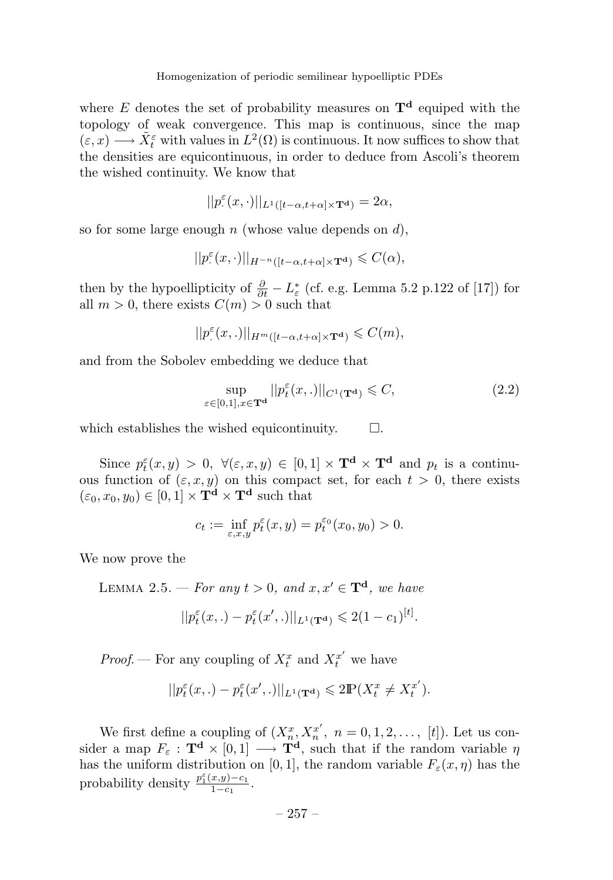where $E$ denotes the set of probability measures on $\mathbf{T^d}$ equiped with the topology of weak convergence. This map is continuous, since the map $(\varepsilon, x) \longrightarrow \tilde{X}_t^\varepsilon$ with values in $L^2(\Omega)$ is continuous. It now suffices to show that the densities are equicontinuous, in order to deduce from Ascoli's theorem the wished continuity. We know that

$$||p_\cdot^\varepsilon(x, \cdot)||_{L^1([t-\alpha,t+\alpha]\times\mathbf{T^d})} = 2\alpha,$$

so for some large enough $n$ (whose value depends on $d$),

$$||p_\cdot^\varepsilon(x, \cdot)||_{H^{-n}([t-\alpha,t+\alpha]\times\mathbf{T^d})} \leqslant C(\alpha),$$

then by the hypoellipticity of $\frac{\partial}{\partial t} - L_\varepsilon^*$ (cf. e.g. Lemma 5.2 p.122 of [17]) for all $m > 0$, there exists $C(m) > 0$ such that

$$||p_\cdot^\varepsilon(x, .)||_{H^m([t-\alpha,t+\alpha]\times\mathbf{T^d})} \leqslant C(m),$$

and from the Sobolev embedding we deduce that

$$\sup_{\varepsilon\in[0,1], x\in\mathbf{T^d}} ||p_t^\varepsilon(x, .)||_{C^1(\mathbf{T^d})} \leqslant C, \tag{2.2}$$

which establishes the wished equicontinuity. $\square$.

Since $p_t^\varepsilon(x, y) > 0$, $\forall(\varepsilon, x, y) \in [0, 1] \times \mathbf{T^d} \times \mathbf{T^d}$ and $p_t$ is a continuous function of $(\varepsilon, x, y)$ on this compact set, for each $t > 0$, there exists $(\varepsilon_0, x_0, y_0) \in [0, 1] \times \mathbf{T^d} \times \mathbf{T^d}$ such that

$$c_t := \inf_{\varepsilon,x,y} p_t^\varepsilon(x, y) = p_t^{\varepsilon_0}(x_0, y_0) > 0.$$

We now prove the

Lemma 2.5. — *For any $t > 0$, and $x, x' \in \mathbf{T^d}$, we have*

$$||p_t^\varepsilon(x, .) - p_t^\varepsilon(x', .)||_{L^1(\mathbf{T^d})} \leqslant 2(1 - c_1)^{[t]}.$$

*Proof.* — For any coupling of $X_t^x$ and $X_t^{x'}$ we have

$$||p_t^\varepsilon(x, .) - p_t^\varepsilon(x', .)||_{L^1(\mathbf{T^d})} \leqslant 2\mathbb{P}(X_t^x \neq X_t^{x'}).$$

We first define a coupling of $(X_n^x, X_n^{x'},\ n = 0, 1, 2, \ldots,\ [t])$. Let us consider a map $F_\varepsilon : \mathbf{T^d} \times [0, 1] \longrightarrow \mathbf{T^d}$, such that if the random variable $\eta$ has the uniform distribution on $[0, 1]$, the random variable $F_\varepsilon(x, \eta)$ has the probability density $\frac{p_1^\varepsilon(x,y)-c_1}{1-c_1}$.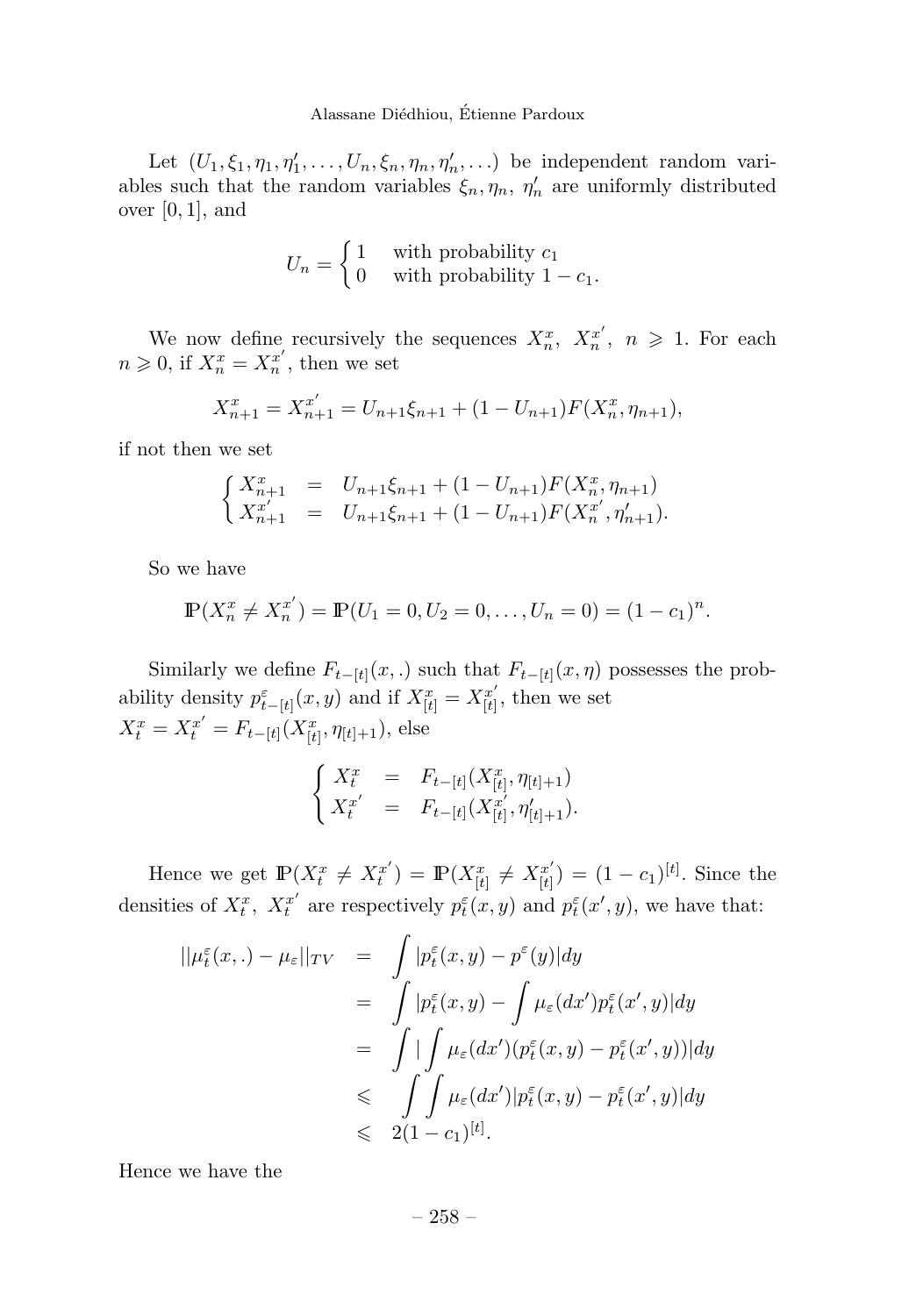Let $(U_1, \xi_1, \eta_1, \eta'_1, \ldots, U_n, \xi_n, \eta_n, \eta'_n, \ldots)$ be independent random variables such that the random variables $\xi_n, \eta_n,\ \eta'_n$ are uniformly distributed over $[0,1]$, and

$$U_n = \begin{cases} 1 & \text{with probability } c_1 \\ 0 & \text{with probability } 1 - c_1. \end{cases}$$

We now define recursively the sequences $X^x_n,\ X^{x'}_n,\ n \geqslant 1$. For each $n \geqslant 0$, if $X^x_n = X^{x'}_n$, then we set

$$X^x_{n+1} = X^{x'}_{n+1} = U_{n+1}\xi_{n+1} + (1 - U_{n+1})F(X^x_n, \eta_{n+1}),$$

if not then we set

$$\begin{cases} X^x_{n+1} & = & U_{n+1}\xi_{n+1} + (1 - U_{n+1})F(X^x_n, \eta_{n+1}) \\ X^{x'}_{n+1} & = & U_{n+1}\xi_{n+1} + (1 - U_{n+1})F(X^{x'}_n, \eta'_{n+1}). \end{cases}$$

So we have

$$\mathbb{P}(X^x_n \neq X^{x'}_n) = \mathbb{P}(U_1 = 0, U_2 = 0, \ldots, U_n = 0) = (1 - c_1)^n.$$

Similarly we define $F_{t-[t]}(x,.)$ such that $F_{t-[t]}(x,\eta)$ possesses the probability density $p^{\varepsilon}_{t-[t]}(x,y)$ and if $X^x_{[t]} = X^{x'}_{[t]}$, then we set $X^x_t = X^{x'}_t = F_{t-[t]}(X^x_{[t]}, \eta_{[t]+1})$, else

$$\begin{cases} X^x_t & = & F_{t-[t]}(X^x_{[t]}, \eta_{[t]+1}) \\ X^{x'}_t & = & F_{t-[t]}(X^{x'}_{[t]}, \eta'_{[t]+1}). \end{cases}$$

Hence we get $\mathbb{P}(X^x_t \neq X^{x'}_t) = \mathbb{P}(X^x_{[t]} \neq X^{x'}_{[t]}) = (1 - c_1)^{[t]}$. Since the densities of $X^x_t,\ X^{x'}_t$ are respectively $p^{\varepsilon}_t(x,y)$ and $p^{\varepsilon}_t(x',y)$, we have that:

$$\begin{aligned}
||\mu^{\varepsilon}_t(x,.) - \mu_{\varepsilon}||_{TV} &= \int |p^{\varepsilon}_t(x,y) - p^{\varepsilon}(y)|dy \\
&= \int |p^{\varepsilon}_t(x,y) - \int \mu_{\varepsilon}(dx')p^{\varepsilon}_t(x',y)|dy \\
&= \int |\int \mu_{\varepsilon}(dx')(p^{\varepsilon}_t(x,y) - p^{\varepsilon}_t(x',y))|dy \\
&\leqslant \int\int \mu_{\varepsilon}(dx')|p^{\varepsilon}_t(x,y) - p^{\varepsilon}_t(x',y)|dy \\
&\leqslant 2(1 - c_1)^{[t]}.
\end{aligned}$$

Hence we have the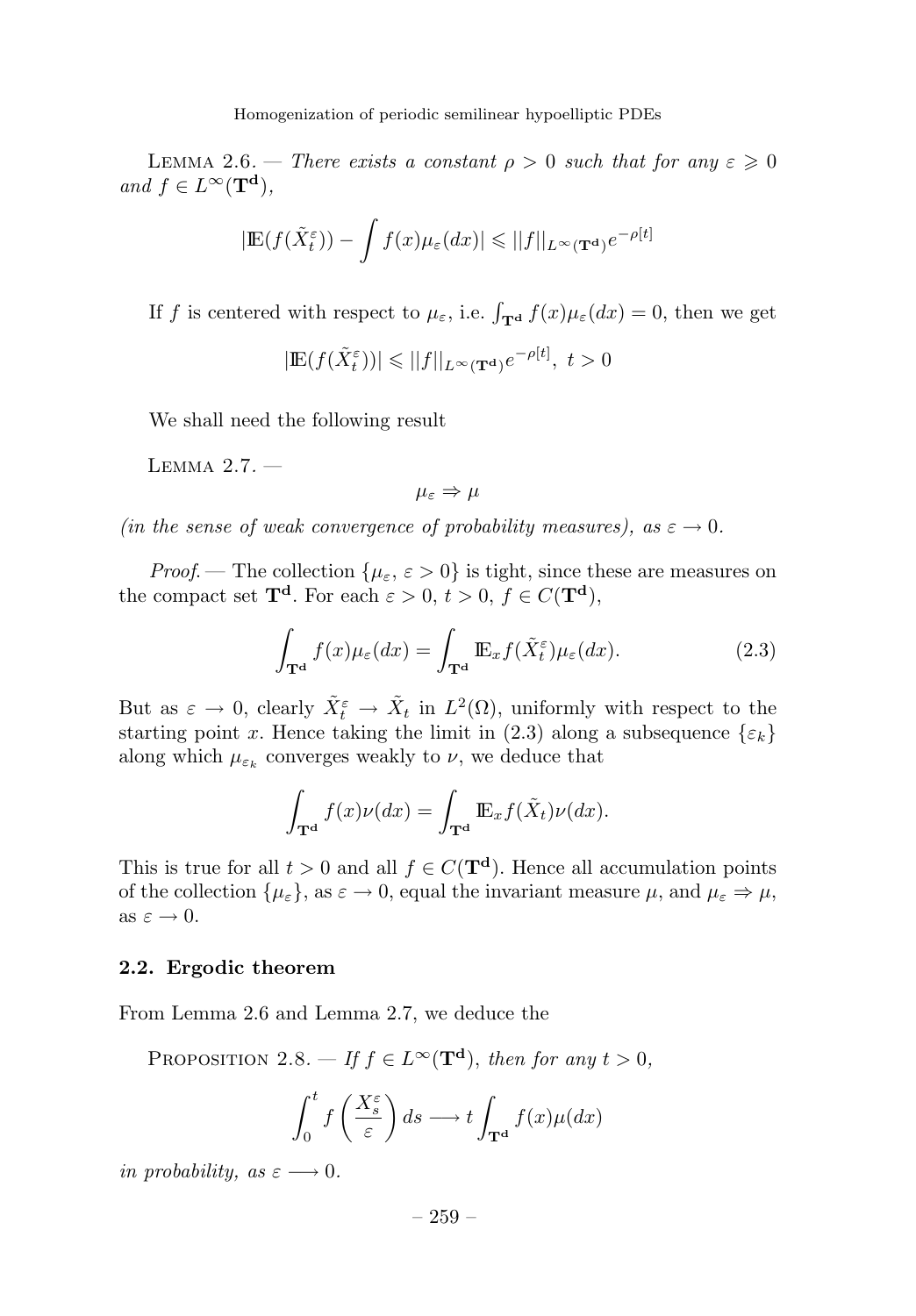LEMMA 2.6. — *There exists a constant $\rho > 0$ such that for any $\varepsilon \geqslant 0$ and $f \in L^\infty(\mathbf{T^d})$,*

$$|\mathbb{E}(f(\tilde{X}_t^\varepsilon)) - \int f(x)\mu_\varepsilon(dx)| \leqslant ||f||_{L^\infty(\mathbf{T^d})} e^{-\rho[t]}$$

If $f$ is centered with respect to $\mu_\varepsilon$, i.e. $\int_{\mathbf{T^d}} f(x)\mu_\varepsilon(dx) = 0$, then we get

$$|\mathbb{E}(f(\tilde{X}_t^\varepsilon))| \leqslant ||f||_{L^\infty(\mathbf{T^d})} e^{-\rho[t]},\ t > 0$$

We shall need the following result

LEMMA 2.7. —

$$\mu_\varepsilon \Rightarrow \mu$$

*(in the sense of weak convergence of probability measures), as $\varepsilon \to 0$.*

*Proof.* — The collection $\{\mu_\varepsilon,\ \varepsilon > 0\}$ is tight, since these are measures on the compact set $\mathbf{T^d}$. For each $\varepsilon > 0$, $t > 0$, $f \in C(\mathbf{T^d})$,

$$\int_{\mathbf{T^d}} f(x)\mu_\varepsilon(dx) = \int_{\mathbf{T^d}} \mathbb{E}_x f(\tilde{X}_t^\varepsilon)\mu_\varepsilon(dx). \tag{2.3}$$

But as $\varepsilon \to 0$, clearly $\tilde{X}_t^\varepsilon \to \tilde{X}_t$ in $L^2(\Omega)$, uniformly with respect to the starting point $x$. Hence taking the limit in (2.3) along a subsequence $\{\varepsilon_k\}$ along which $\mu_{\varepsilon_k}$ converges weakly to $\nu$, we deduce that

$$\int_{\mathbf{T^d}} f(x)\nu(dx) = \int_{\mathbf{T^d}} \mathbb{E}_x f(\tilde{X}_t)\nu(dx).$$

This is true for all $t > 0$ and all $f \in C(\mathbf{T^d})$. Hence all accumulation points of the collection $\{\mu_\varepsilon\}$, as $\varepsilon \to 0$, equal the invariant measure $\mu$, and $\mu_\varepsilon \Rightarrow \mu$, as $\varepsilon \to 0$.

### 2.2. Ergodic theorem

From Lemma 2.6 and Lemma 2.7, we deduce the

PROPOSITION 2.8. — *If $f \in L^\infty(\mathbf{T^d})$, then for any $t > 0$,*

$$\int_0^t f\left(\frac{X_s^\varepsilon}{\varepsilon}\right) ds \longrightarrow t \int_{\mathbf{T^d}} f(x)\mu(dx)$$

*in probability, as $\varepsilon \longrightarrow 0$.*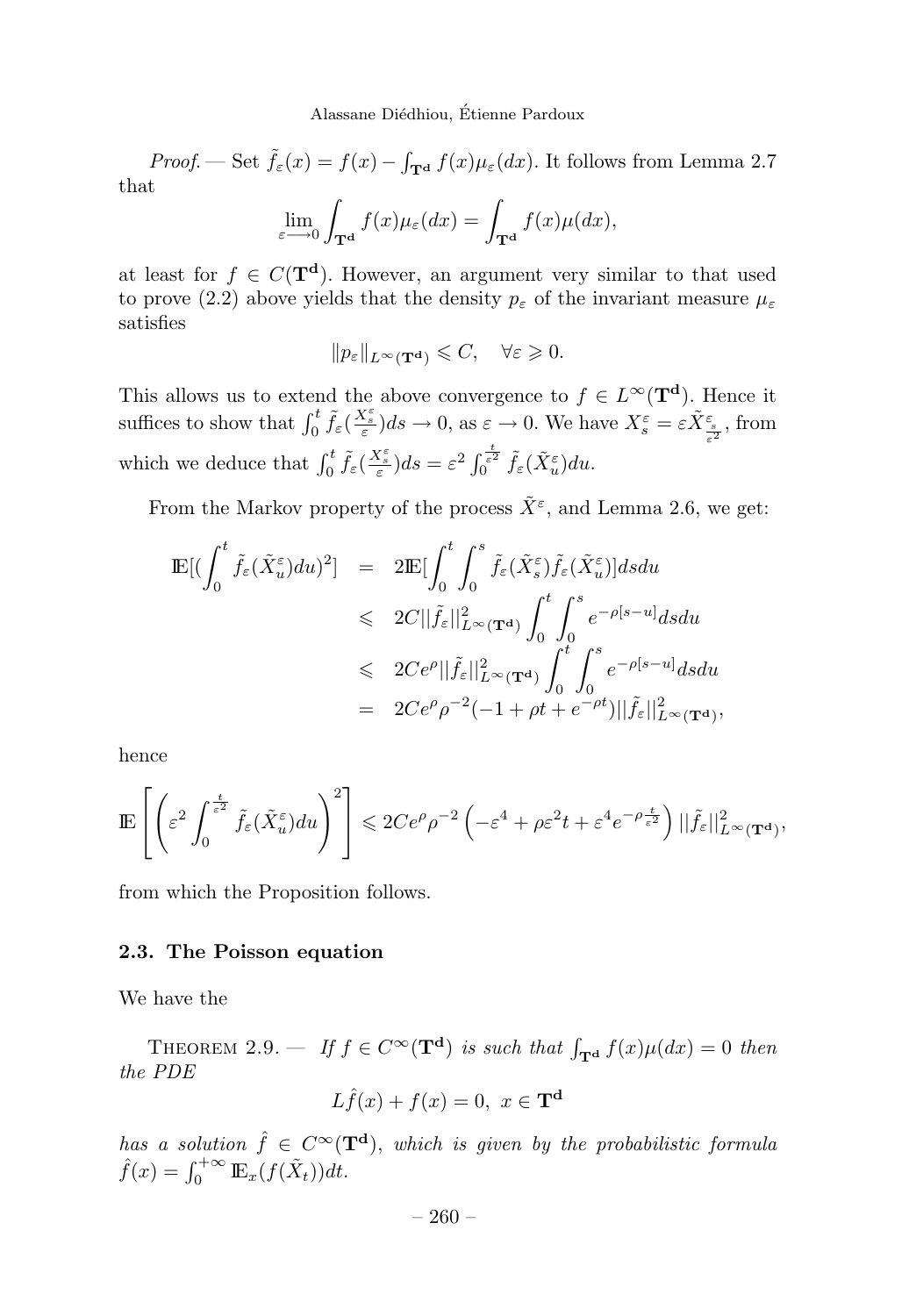*Proof.* — Set $\tilde{f}_\varepsilon(x) = f(x) - \int_{\mathbf{T^d}} f(x)\mu_\varepsilon(dx)$. It follows from Lemma 2.7 that

$$\lim_{\varepsilon \longrightarrow 0} \int_{\mathbf{T^d}} f(x)\mu_\varepsilon(dx) = \int_{\mathbf{T^d}} f(x)\mu(dx),$$

at least for $f \in C(\mathbf{T^d})$. However, an argument very similar to that used to prove (2.2) above yields that the density $p_\varepsilon$ of the invariant measure $\mu_\varepsilon$ satisfies

$$\|p_\varepsilon\|_{L^\infty(\mathbf{T^d})} \leqslant C, \quad \forall \varepsilon \geqslant 0.$$

This allows us to extend the above convergence to $f \in L^\infty(\mathbf{T^d})$. Hence it suffices to show that $\int_0^t \tilde{f}_\varepsilon(\frac{X_s^\varepsilon}{\varepsilon})ds \to 0$, as $\varepsilon \to 0$. We have $X_s^\varepsilon = \varepsilon \tilde{X}^\varepsilon_{\frac{s}{\varepsilon^2}}$, from which we deduce that $\int_0^t \tilde{f}_\varepsilon(\frac{X_s^\varepsilon}{\varepsilon})ds = \varepsilon^2 \int_0^{\frac{t}{\varepsilon^2}} \tilde{f}_\varepsilon(\tilde{X}_u^\varepsilon)du$.

From the Markov property of the process $\tilde{X}^\varepsilon$, and Lemma 2.6, we get:

$$\begin{aligned}
\mathbb{E}[(\int_0^t \tilde{f}_\varepsilon(\tilde{X}_u^\varepsilon)du)^2] &= 2\mathbb{E}[\int_0^t \int_0^s \tilde{f}_\varepsilon(\tilde{X}_s^\varepsilon)\tilde{f}_\varepsilon(\tilde{X}_u^\varepsilon)]dsdu \\
&\leqslant 2C||\tilde{f}_\varepsilon||^2_{L^\infty(\mathbf{T^d})} \int_0^t \int_0^s e^{-\rho[s-u]}dsdu \\
&\leqslant 2Ce^\rho||\tilde{f}_\varepsilon||^2_{L^\infty(\mathbf{T^d})} \int_0^t \int_0^s e^{-\rho[s-u]}dsdu \\
&= 2Ce^\rho \rho^{-2}(-1 + \rho t + e^{-\rho t})||\tilde{f}_\varepsilon||^2_{L^\infty(\mathbf{T^d})},
\end{aligned}$$

hence

$$\mathbb{E}\left[\left(\varepsilon^2 \int_0^{\frac{t}{\varepsilon^2}} \tilde{f}_\varepsilon(\tilde{X}_u^\varepsilon)du\right)^2\right] \leqslant 2Ce^\rho\rho^{-2}\left(-\varepsilon^4 + \rho\varepsilon^2 t + \varepsilon^4 e^{-\rho\frac{t}{\varepsilon^2}}\right)||\tilde{f}_\varepsilon||^2_{L^\infty(\mathbf{T^d})},$$

from which the Proposition follows.

### 2.3. The Poisson equation

We have the

Theorem 2.9. — *If $f \in C^\infty(\mathbf{T^d})$ is such that $\int_{\mathbf{T^d}} f(x)\mu(dx) = 0$ then the PDE*

$$L\hat{f}(x) + f(x) = 0, \ x \in \mathbf{T^d}$$

*has a solution $\hat{f} \in C^\infty(\mathbf{T^d})$, which is given by the probabilistic formula $\hat{f}(x) = \int_0^{+\infty} \mathbb{E}_x(f(\tilde{X}_t))dt$.*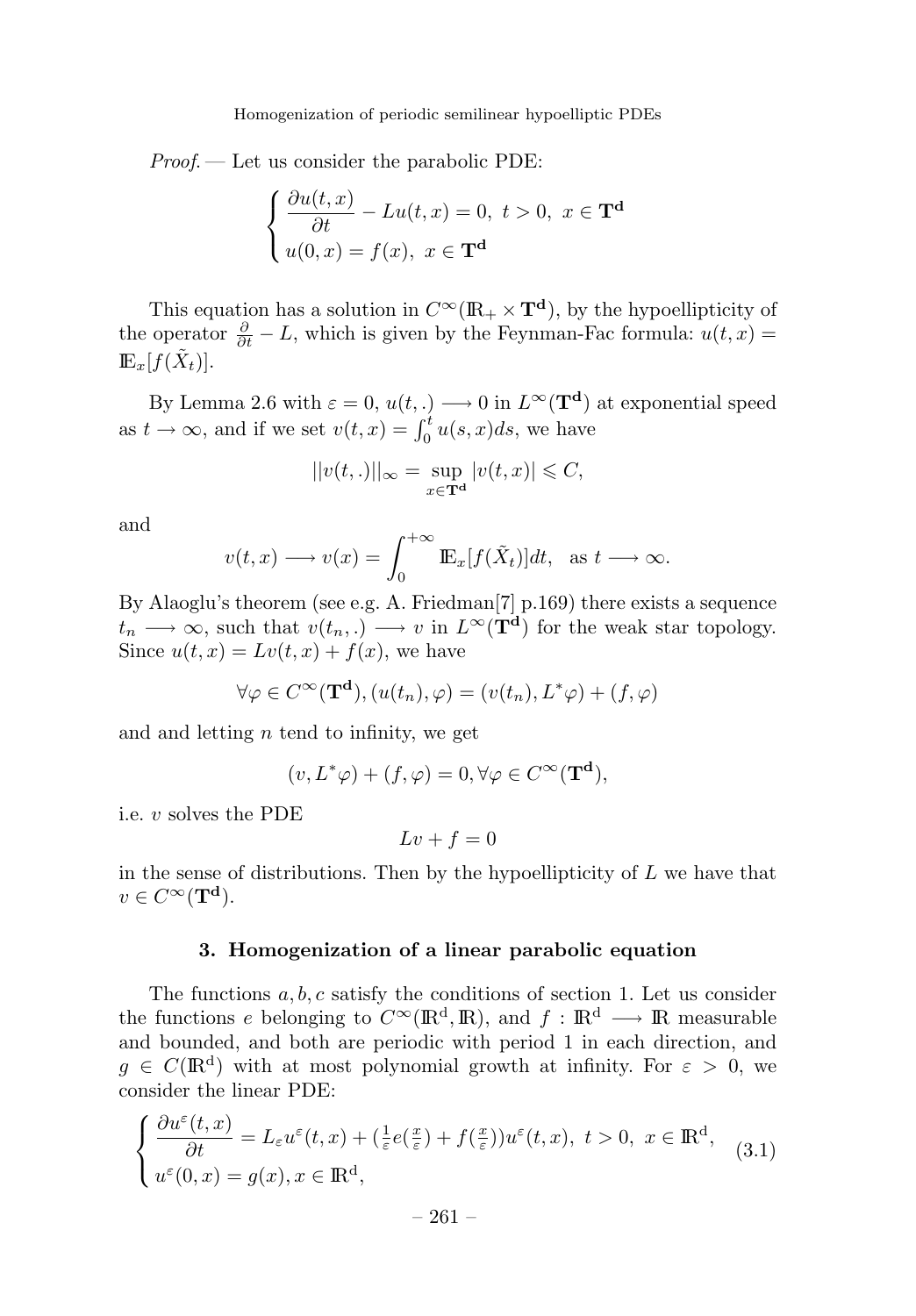*Proof.* — Let us consider the parabolic PDE:

$$\begin{cases} \dfrac{\partial u(t,x)}{\partial t} - Lu(t,x) = 0, \ t > 0, \ x \in \mathbf{T^d} \\ u(0,x) = f(x), \ x \in \mathbf{T^d} \end{cases}$$

This equation has a solution in $C^\infty(\mathbb{R}_+ \times \mathbf{T^d})$, by the hypoellipticity of the operator $\frac{\partial}{\partial t} - L$, which is given by the Feynman-Fac formula: $u(t,x) = \mathbb{E}_x[f(\tilde{X}_t)]$.

By Lemma 2.6 with $\varepsilon = 0$, $u(t,.) \longrightarrow 0$ in $L^\infty(\mathbf{T^d})$ at exponential speed as $t \to \infty$, and if we set $v(t,x) = \int_0^t u(s,x)ds$, we have

$$||v(t,.)||_\infty = \sup_{x \in \mathbf{T^d}} |v(t,x)| \leqslant C,$$

and

$$v(t,x) \longrightarrow v(x) = \int_0^{+\infty} \mathbb{E}_x[f(\tilde{X}_t)]dt, \quad \text{as } t \longrightarrow \infty.$$

By Alaoglu's theorem (see e.g. A. Friedman[7] p.169) there exists a sequence $t_n \longrightarrow \infty$, such that $v(t_n,.) \longrightarrow v$ in $L^\infty(\mathbf{T^d})$ for the weak star topology. Since $u(t,x) = Lv(t,x) + f(x)$, we have

$$\forall \varphi \in C^\infty(\mathbf{T^d}), (u(t_n), \varphi) = (v(t_n), L^*\varphi) + (f, \varphi)$$

and and letting $n$ tend to infinity, we get

$$(v, L^*\varphi) + (f, \varphi) = 0, \forall \varphi \in C^\infty(\mathbf{T^d}),$$

i.e. $v$ solves the PDE

$$Lv + f = 0$$

in the sense of distributions. Then by the hypoellipticity of $L$ we have that $v \in C^\infty(\mathbf{T^d})$.

### 3. Homogenization of a linear parabolic equation

The functions $a, b, c$ satisfy the conditions of section 1. Let us consider the functions $e$ belonging to $C^\infty(\mathbb{R}^d, \mathbb{R})$, and $f : \mathbb{R}^d \longrightarrow \mathbb{R}$ measurable and bounded, and both are periodic with period 1 in each direction, and $g \in C(\mathbb{R}^d)$ with at most polynomial growth at infinity. For $\varepsilon > 0$, we consider the linear PDE:

$$\begin{cases} \dfrac{\partial u^\varepsilon(t,x)}{\partial t} = L_\varepsilon u^\varepsilon(t,x) + (\frac{1}{\varepsilon}e(\frac{x}{\varepsilon}) + f(\frac{x}{\varepsilon}))u^\varepsilon(t,x), \ t > 0, \ x \in \mathbb{R}^d, \\ u^\varepsilon(0,x) = g(x), x \in \mathbb{R}^d, \end{cases} \tag{3.1}$$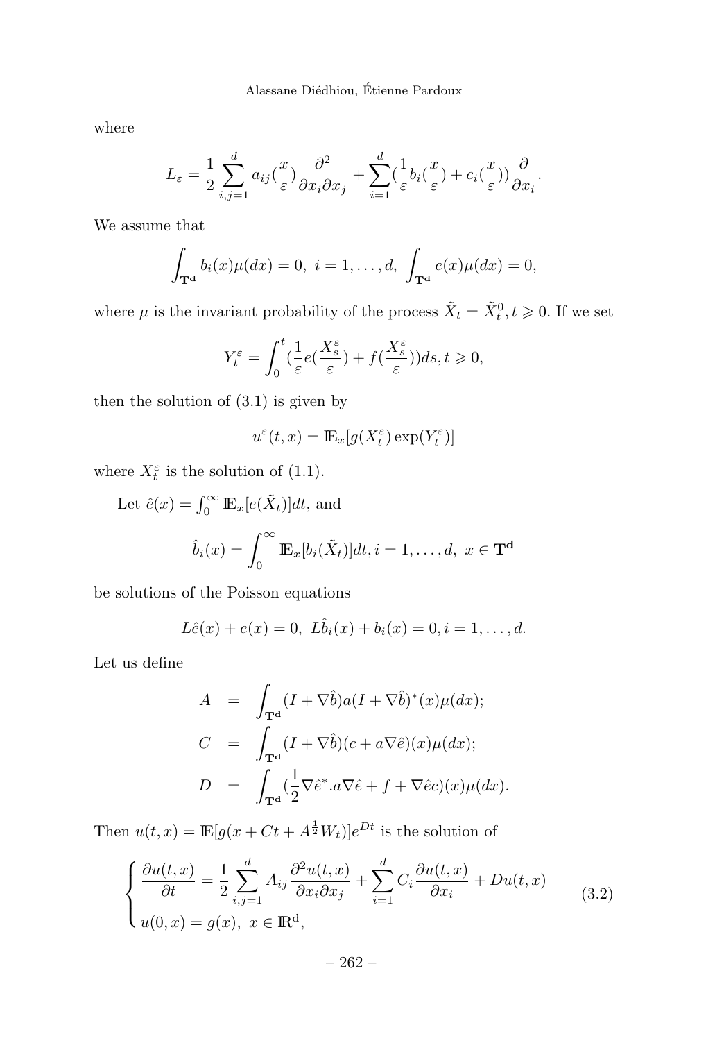where

$$L_\varepsilon = \frac{1}{2}\sum_{i,j=1}^{d} a_{ij}(\frac{x}{\varepsilon})\frac{\partial^2}{\partial x_i \partial x_j} + \sum_{i=1}^{d}(\frac{1}{\varepsilon}b_i(\frac{x}{\varepsilon}) + c_i(\frac{x}{\varepsilon}))\frac{\partial}{\partial x_i}.$$

We assume that

$$\int_{\mathbf{T^d}} b_i(x)\mu(dx) = 0,\ i = 1, \ldots, d,\ \int_{\mathbf{T^d}} e(x)\mu(dx) = 0,$$

where $\mu$ is the invariant probability of the process $\tilde{X}_t = \tilde{X}_t^0, t \geqslant 0$. If we set

$$Y_t^\varepsilon = \int_0^t (\frac{1}{\varepsilon}e(\frac{X_s^\varepsilon}{\varepsilon}) + f(\frac{X_s^\varepsilon}{\varepsilon}))ds, t \geqslant 0,$$

then the solution of (3.1) is given by

$$u^\varepsilon(t,x) = \mathbb{E}_x[g(X_t^\varepsilon)\exp(Y_t^\varepsilon)]$$

where $X_t^\varepsilon$ is the solution of (1.1).

Let $\hat{e}(x) = \int_0^\infty \mathbb{E}_x[e(\tilde{X}_t)]dt$, and

$$\hat{b}_i(x) = \int_0^\infty \mathbb{E}_x[b_i(\tilde{X}_t)]dt, i = 1, \ldots, d,\ x \in \mathbf{T^d}$$

be solutions of the Poisson equations

$$L\hat{e}(x) + e(x) = 0,\ L\hat{b}_i(x) + b_i(x) = 0, i = 1, \ldots, d.$$

Let us define

$$\begin{aligned} A &= \int_{\mathbf{T^d}} (I + \nabla\hat{b})a(I + \nabla\hat{b})^*(x)\mu(dx); \\ C &= \int_{\mathbf{T^d}} (I + \nabla\hat{b})(c + a\nabla\hat{e})(x)\mu(dx); \\ D &= \int_{\mathbf{T^d}} (\frac{1}{2}\nabla\hat{e}^*.a\nabla\hat{e} + f + \nabla\hat{e}c)(x)\mu(dx). \end{aligned}$$

Then $u(t,x) = \mathbb{E}[g(x + Ct + A^{\frac{1}{2}}W_t)]e^{Dt}$ is the solution of

$$\begin{cases} \dfrac{\partial u(t,x)}{\partial t} = \dfrac{1}{2}\displaystyle\sum_{i,j=1}^{d} A_{ij}\frac{\partial^2 u(t,x)}{\partial x_i \partial x_j} + \sum_{i=1}^{d} C_i \frac{\partial u(t,x)}{\partial x_i} + Du(t,x) \\ u(0,x) = g(x),\ x \in \mathbb{R}^{\mathrm{d}}, \end{cases} \tag{3.2}$$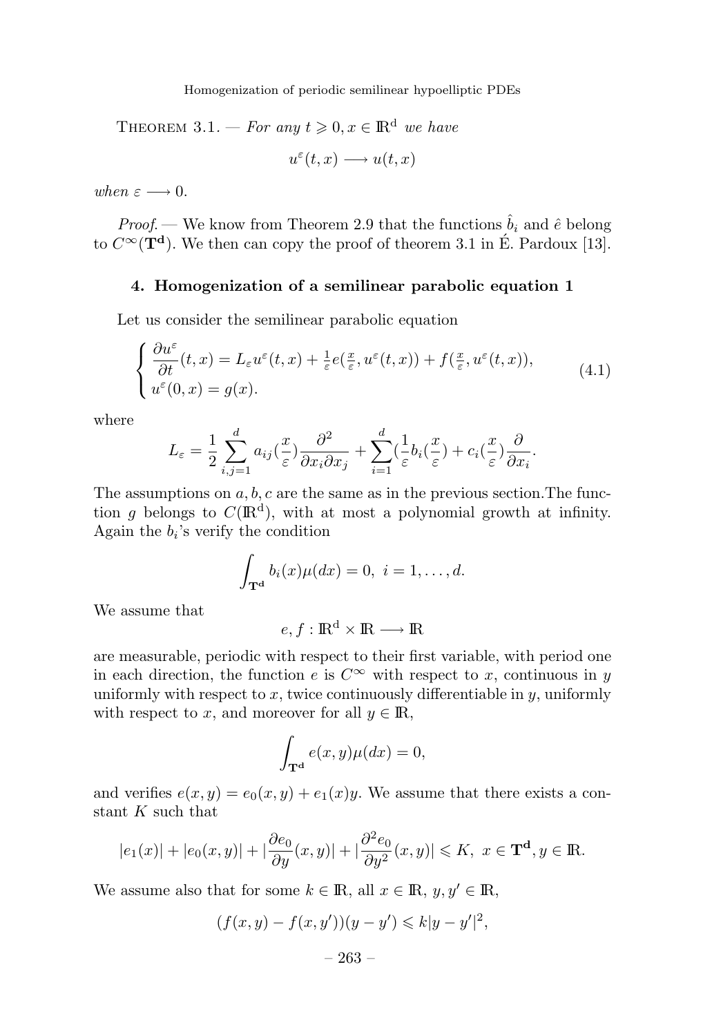THEOREM 3.1. — *For any $t \geqslant 0, x \in \mathbb{R}^d$ we have*

$$u^\varepsilon(t,x) \longrightarrow u(t,x)$$

*when $\varepsilon \longrightarrow 0$.*

*Proof.* — We know from Theorem 2.9 that the functions $\hat{b}_i$ and $\hat{e}$ belong to $C^\infty(\mathbf{T^d})$. We then can copy the proof of theorem 3.1 in É. Pardoux [13].

### 4. Homogenization of a semilinear parabolic equation 1

Let us consider the semilinear parabolic equation

$$\begin{cases} \dfrac{\partial u^\varepsilon}{\partial t}(t,x) = L_\varepsilon u^\varepsilon(t,x) + \frac{1}{\varepsilon} e(\frac{x}{\varepsilon}, u^\varepsilon(t,x)) + f(\frac{x}{\varepsilon}, u^\varepsilon(t,x)), \\ u^\varepsilon(0,x) = g(x). \end{cases} \tag{4.1}$$

where

$$L_\varepsilon = \frac{1}{2}\sum_{i,j=1}^d a_{ij}(\frac{x}{\varepsilon})\frac{\partial^2}{\partial x_i \partial x_j} + \sum_{i=1}^d (\frac{1}{\varepsilon} b_i(\frac{x}{\varepsilon}) + c_i(\frac{x}{\varepsilon})\frac{\partial}{\partial x_i}.$$

The assumptions on $a, b, c$ are the same as in the previous section.The function $g$ belongs to $C(\mathbb{R}^d)$, with at most a polynomial growth at infinity. Again the $b_i$'s verify the condition

$$\int_{\mathbf{T^d}} b_i(x)\mu(dx) = 0, \ i = 1, \ldots, d.$$

We assume that

$$e, f : \mathbb{R}^d \times \mathbb{R} \longrightarrow \mathbb{R}$$

are measurable, periodic with respect to their first variable, with period one in each direction, the function $e$ is $C^\infty$ with respect to $x$, continuous in $y$ uniformly with respect to $x$, twice continuously differentiable in $y$, uniformly with respect to $x$, and moreover for all $y \in \mathbb{R}$,

$$\int_{\mathbf{T^d}} e(x,y)\mu(dx) = 0,$$

and verifies $e(x,y) = e_0(x,y) + e_1(x)y$. We assume that there exists a constant $K$ such that

$$|e_1(x)| + |e_0(x,y)| + |\frac{\partial e_0}{\partial y}(x,y)| + |\frac{\partial^2 e_0}{\partial y^2}(x,y)| \leqslant K, \ x \in \mathbf{T^d}, y \in \mathbb{R}.$$

We assume also that for some $k \in \mathbb{R}$, all $x \in \mathbb{R}$, $y, y' \in \mathbb{R}$,

$$(f(x,y) - f(x,y'))(y - y') \leqslant k|y - y'|^2,$$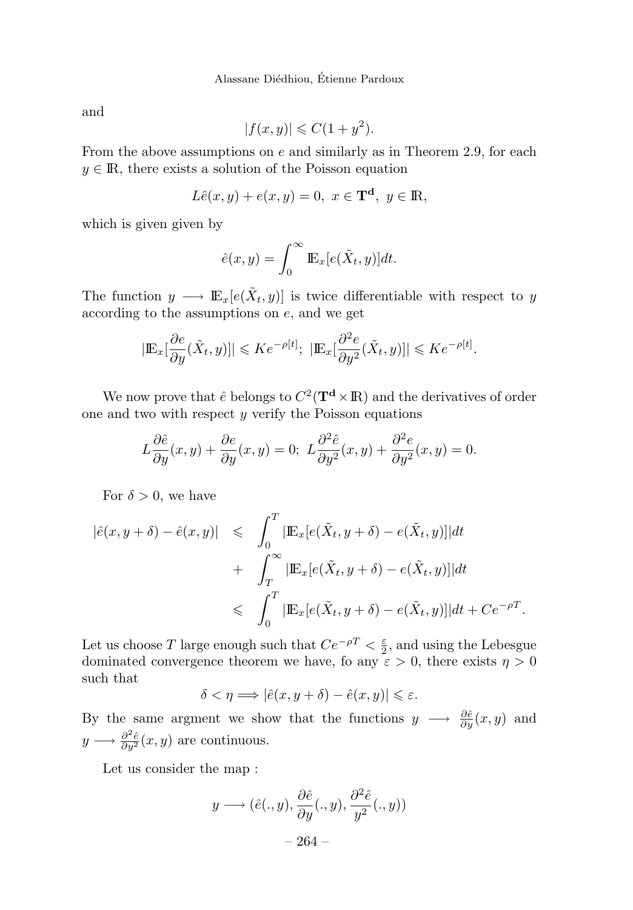and

$$|f(x,y)| \leqslant C(1+y^2).$$

From the above assumptions on $e$ and similarly as in Theorem 2.9, for each $y \in \mathbb{R}$, there exists a solution of the Poisson equation

$$L\hat{e}(x,y) + e(x,y) = 0,\ x \in \mathbf{T^d},\ y \in \mathbb{R},$$

which is given given by

$$\hat{e}(x,y) = \int_0^\infty \mathbb{E}_x[e(\tilde{X}_t, y)]dt.$$

The function $y \longrightarrow \mathbb{E}_x[e(\tilde{X}_t, y)]$ is twice differentiable with respect to $y$ according to the assumptions on $e$, and we get

$$|\mathbb{E}_x[\frac{\partial e}{\partial y}(\tilde{X}_t, y)]| \leqslant Ke^{-\rho[t]};\ |\mathbb{E}_x[\frac{\partial^2 e}{\partial y^2}(\tilde{X}_t, y)]| \leqslant Ke^{-\rho[t]}.$$

We now prove that $\hat{e}$ belongs to $C^2(\mathbf{T^d} \times \mathbb{R})$ and the derivatives of order one and two with respect $y$ verify the Poisson equations

$$L\frac{\partial \hat{e}}{\partial y}(x,y) + \frac{\partial e}{\partial y}(x,y) = 0;\ L\frac{\partial^2 \hat{e}}{\partial y^2}(x,y) + \frac{\partial^2 e}{\partial y^2}(x,y) = 0.$$

For $\delta > 0$, we have

$$\begin{aligned}
|\hat{e}(x,y+\delta) - \hat{e}(x,y)| &\leqslant \int_0^T |\mathbb{E}_x[e(\tilde{X}_t, y+\delta) - e(\tilde{X}_t, y)]|dt \\
&+ \int_T^\infty |\mathbb{E}_x[e(\tilde{X}_t, y+\delta) - e(\tilde{X}_t, y)]|dt \\
&\leqslant \int_0^T |\mathbb{E}_x[e(\tilde{X}_t, y+\delta) - e(\tilde{X}_t, y)]|dt + Ce^{-\rho T}.
\end{aligned}$$

Let us choose $T$ large enough such that $Ce^{-\rho T} < \frac{\varepsilon}{2}$, and using the Lebesgue dominated convergence theorem we have, fo any $\varepsilon > 0$, there exists $\eta > 0$ such that

$$\delta < \eta \Longrightarrow |\hat{e}(x,y+\delta) - \hat{e}(x,y)| \leqslant \varepsilon.$$

By the same argment we show that the functions $y \longrightarrow \frac{\partial \hat{e}}{\partial y}(x,y)$ and $y \longrightarrow \frac{\partial^2 \hat{e}}{\partial y^2}(x,y)$ are continuous.

Let us consider the map :

$$y \longrightarrow (\hat{e}(.,y), \frac{\partial \hat{e}}{\partial y}(.,y), \frac{\partial^2 \hat{e}}{y^2}(.,y))$$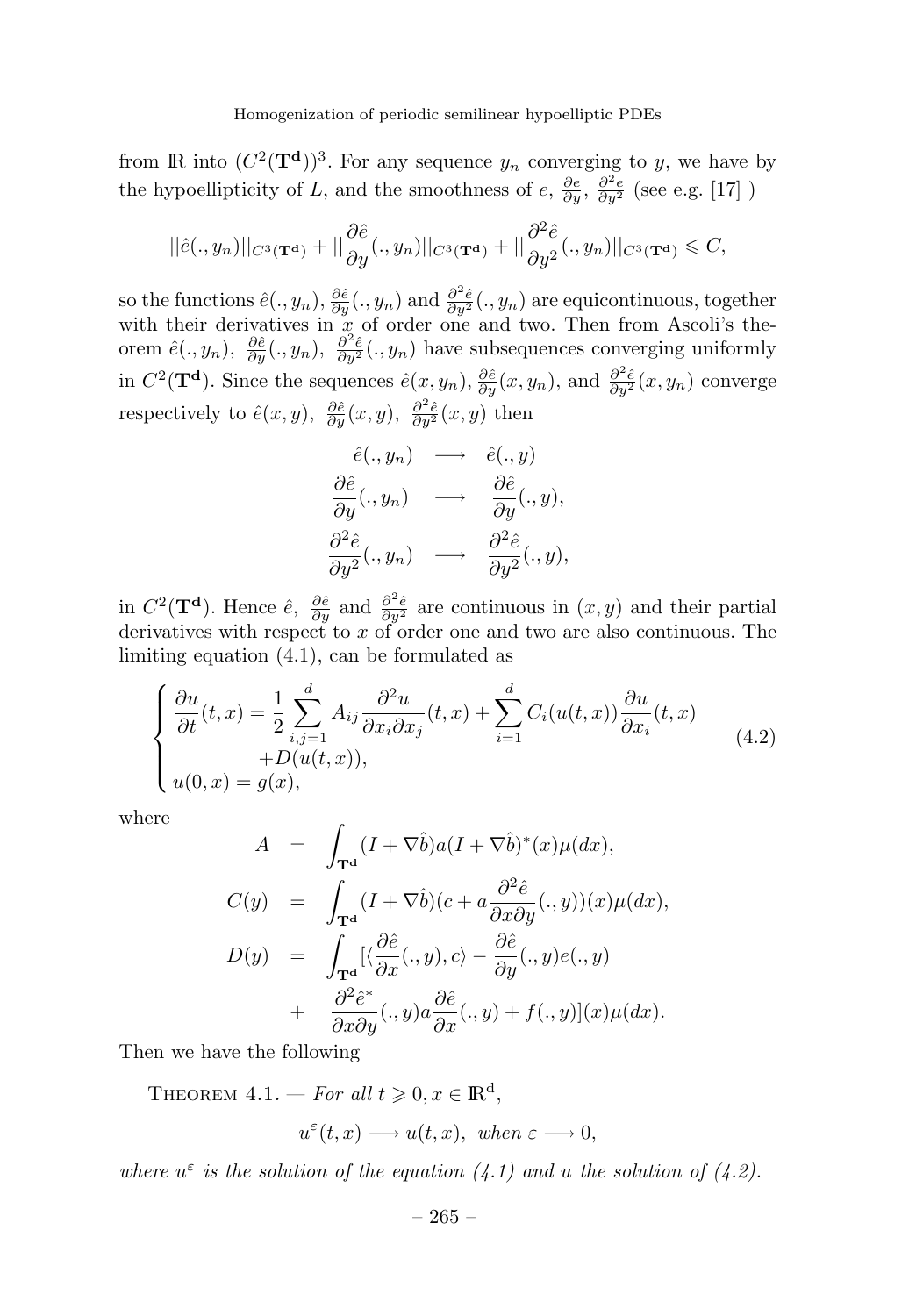from $\mathbb{R}$ into $(C^2(\mathbf{T^d}))^3$. For any sequence $y_n$ converging to $y$, we have by the hypoellipticity of $L$, and the smoothness of $e$, $\frac{\partial e}{\partial y}$, $\frac{\partial^2 e}{\partial y^2}$ (see e.g. [17] )

$$||\hat{e}(.,y_n)||_{C^3(\mathbf{T^d})} + ||\frac{\partial \hat{e}}{\partial y}(.,y_n)||_{C^3(\mathbf{T^d})} + ||\frac{\partial^2 \hat{e}}{\partial y^2}(.,y_n)||_{C^3(\mathbf{T^d})} \leqslant C,$$

so the functions $\hat{e}(.,y_n)$, $\frac{\partial \hat{e}}{\partial y}(.,y_n)$ and $\frac{\partial^2 \hat{e}}{\partial y^2}(.,y_n)$ are equicontinuous, together with their derivatives in $x$ of order one and two. Then from Ascoli's theorem $\hat{e}(.,y_n)$, $\frac{\partial \hat{e}}{\partial y}(.,y_n)$, $\frac{\partial^2 \hat{e}}{\partial y^2}(.,y_n)$ have subsequences converging uniformly in $C^2(\mathbf{T^d})$. Since the sequences $\hat{e}(x,y_n)$, $\frac{\partial \hat{e}}{\partial y}(x,y_n)$, and $\frac{\partial^2 \hat{e}}{\partial y^2}(x,y_n)$ converge respectively to $\hat{e}(x,y)$, $\frac{\partial \hat{e}}{\partial y}(x,y)$, $\frac{\partial^2 \hat{e}}{\partial y^2}(x,y)$ then

$$\begin{array}{ccc}
\hat{e}(.,y_n) & \longrightarrow & \hat{e}(.,y) \\
\dfrac{\partial \hat{e}}{\partial y}(.,y_n) & \longrightarrow & \dfrac{\partial \hat{e}}{\partial y}(.,y), \\
\dfrac{\partial^2 \hat{e}}{\partial y^2}(.,y_n) & \longrightarrow & \dfrac{\partial^2 \hat{e}}{\partial y^2}(.,y),
\end{array}$$

in $C^2(\mathbf{T^d})$. Hence $\hat{e}$, $\frac{\partial \hat{e}}{\partial y}$ and $\frac{\partial^2 \hat{e}}{\partial y^2}$ are continuous in $(x,y)$ and their partial derivatives with respect to $x$ of order one and two are also continuous. The limiting equation (4.1), can be formulated as

$$\left\{\begin{array}{l}
\dfrac{\partial u}{\partial t}(t,x) = \dfrac{1}{2}\displaystyle\sum_{i,j=1}^{d} A_{ij}\frac{\partial^2 u}{\partial x_i \partial x_j}(t,x) + \sum_{i=1}^{d} C_i(u(t,x))\frac{\partial u}{\partial x_i}(t,x) \\
\qquad\qquad +D(u(t,x)), \\
u(0,x) = g(x),
\end{array}\right. \tag{4.2}$$

where

$$\begin{array}{rcl}
A & = & \displaystyle\int_{\mathbf{T^d}} (I+\nabla\hat{b})a(I+\nabla\hat{b})^*(x)\mu(dx), \\
C(y) & = & \displaystyle\int_{\mathbf{T^d}} (I+\nabla\hat{b})(c + a\frac{\partial^2 \hat{e}}{\partial x \partial y}(.,y))(x)\mu(dx), \\
D(y) & = & \displaystyle\int_{\mathbf{T^d}} [\langle \frac{\partial \hat{e}}{\partial x}(.,y), c\rangle - \frac{\partial \hat{e}}{\partial y}(.,y)e(.,y) \\
& + & \dfrac{\partial^2 \hat{e}^*}{\partial x \partial y}(.,y)a\dfrac{\partial \hat{e}}{\partial x}(.,y) + f(.,y)](x)\mu(dx).
\end{array}$$

Then we have the following

Theorem 4.1. — *For all $t \geqslant 0, x \in \mathbb{R}^d$,*

$$u^\varepsilon(t,x) \longrightarrow u(t,x), \ \ when\ \varepsilon \longrightarrow 0,$$

*where $u^\varepsilon$ is the solution of the equation (4.1) and $u$ the solution of (4.2).*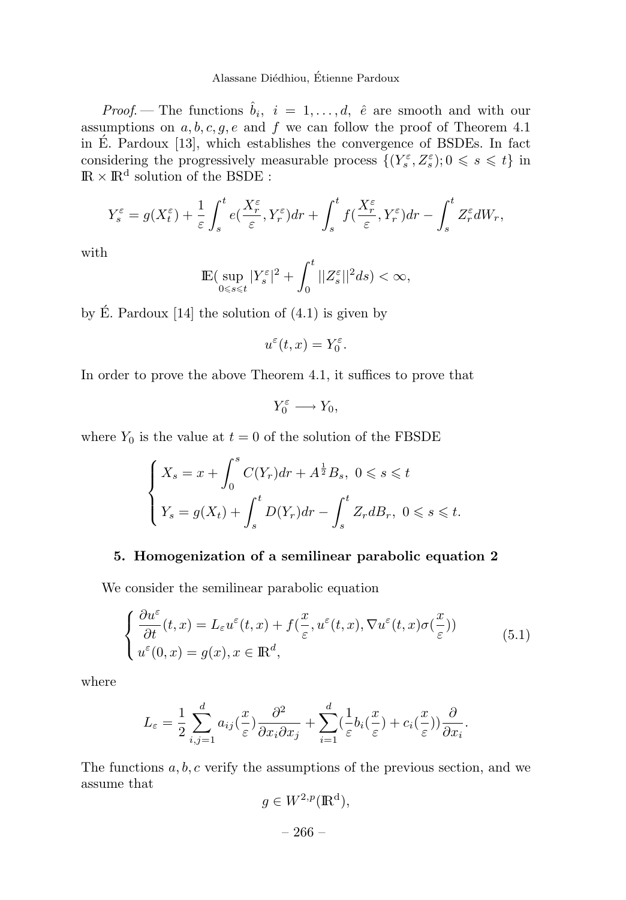*Proof.* — The functions $\hat{b}_i,\ i = 1, \ldots, d,\ \hat{e}$ are smooth and with our assumptions on $a, b, c, g, e$ and $f$ we can follow the proof of Theorem 4.1 in É. Pardoux [13], which establishes the convergence of BSDEs. In fact considering the progressively measurable process $\{(Y_s^\varepsilon, Z_s^\varepsilon); 0 \leqslant s \leqslant t\}$ in $\mathbb{R} \times \mathbb{R}^d$ solution of the BSDE :

$$Y_s^\varepsilon = g(X_t^\varepsilon) + \frac{1}{\varepsilon}\int_s^t e(\frac{X_r^\varepsilon}{\varepsilon}, Y_r^\varepsilon)dr + \int_s^t f(\frac{X_r^\varepsilon}{\varepsilon}, Y_r^\varepsilon)dr - \int_s^t Z_r^\varepsilon dW_r,$$

with

$$\mathbb{E}(\sup_{0\leqslant s\leqslant t}|Y_s^\varepsilon|^2 + \int_0^t ||Z_s^\varepsilon||^2 ds) < \infty,$$

by É. Pardoux [14] the solution of (4.1) is given by

$$u^\varepsilon(t,x) = Y_0^\varepsilon.$$

In order to prove the above Theorem 4.1, it suffices to prove that

$$Y_0^\varepsilon \longrightarrow Y_0,$$

where $Y_0$ is the value at $t = 0$ of the solution of the FBSDE

$$\begin{cases} X_s = x + \displaystyle\int_0^s C(Y_r)dr + A^{\frac{1}{2}}B_s,\ 0 \leqslant s \leqslant t \\ Y_s = g(X_t) + \displaystyle\int_s^t D(Y_r)dr - \int_s^t Z_r dB_r,\ 0 \leqslant s \leqslant t. \end{cases}$$

## 5. Homogenization of a semilinear parabolic equation 2

We consider the semilinear parabolic equation

$$\begin{cases} \dfrac{\partial u^\varepsilon}{\partial t}(t,x) = L_\varepsilon u^\varepsilon(t,x) + f(\dfrac{x}{\varepsilon}, u^\varepsilon(t,x), \nabla u^\varepsilon(t,x)\sigma(\dfrac{x}{\varepsilon})) \\ u^\varepsilon(0,x) = g(x), x \in \mathbb{R}^d, \end{cases} \tag{5.1}$$

where

$$L_\varepsilon = \frac{1}{2}\sum_{i,j=1}^d a_{ij}(\frac{x}{\varepsilon})\frac{\partial^2}{\partial x_i \partial x_j} + \sum_{i=1}^d (\frac{1}{\varepsilon}b_i(\frac{x}{\varepsilon}) + c_i(\frac{x}{\varepsilon}))\frac{\partial}{\partial x_i}.$$

The functions $a, b, c$ verify the assumptions of the previous section, and we assume that

$$g \in W^{2,p}(\mathbb{R}^d),$$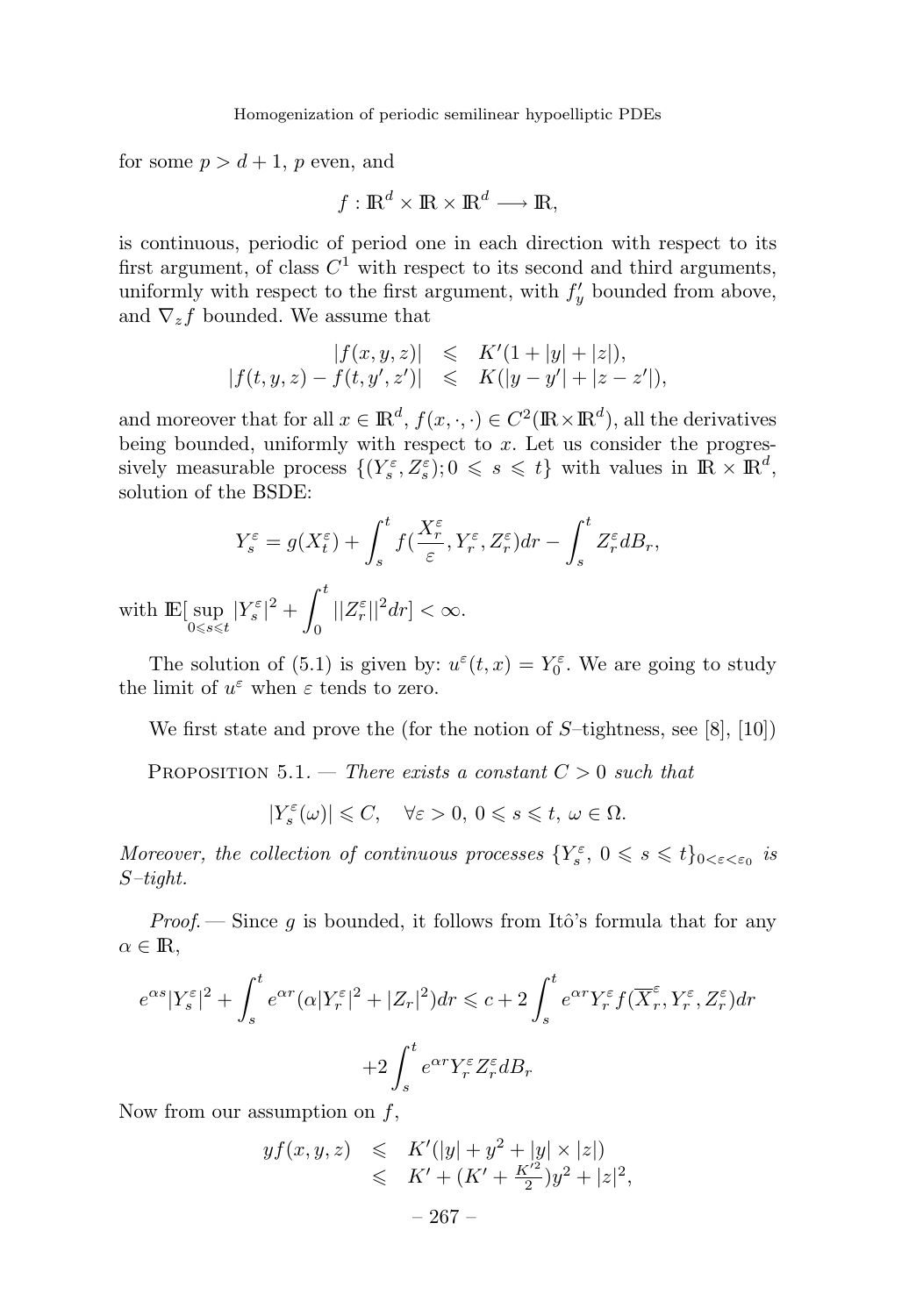for some $p > d+1$, $p$ even, and

$$f : \mathbb{R}^d \times \mathbb{R} \times \mathbb{R}^d \longrightarrow \mathbb{R},$$

is continuous, periodic of period one in each direction with respect to its first argument, of class $C^1$ with respect to its second and third arguments, uniformly with respect to the first argument, with $f'_y$ bounded from above, and $\nabla_z f$ bounded. We assume that

$$\begin{array}{rcl} |f(x,y,z)| & \leqslant & K'(1+|y|+|z|), \\ |f(t,y,z)-f(t,y',z')| & \leqslant & K(|y-y'|+|z-z'|), \end{array}$$

and moreover that for all $x \in \mathbb{R}^d$, $f(x,\cdot,\cdot) \in C^2(\mathbb{R}\times\mathbb{R}^d)$, all the derivatives being bounded, uniformly with respect to $x$. Let us consider the progressively measurable process $\{(Y_s^\varepsilon, Z_s^\varepsilon); 0 \leqslant s \leqslant t\}$ with values in $\mathbb{R} \times \mathbb{R}^d$, solution of the BSDE:

$$Y_s^\varepsilon = g(X_t^\varepsilon) + \int_s^t f(\frac{X_r^\varepsilon}{\varepsilon}, Y_r^\varepsilon, Z_r^\varepsilon)dr - \int_s^t Z_r^\varepsilon dB_r,$$

with $\mathbb{E}[\sup_{0\leqslant s\leqslant t} |Y_s^\varepsilon|^2 + \int_0^t ||Z_r^\varepsilon||^2 dr] < \infty$.

The solution of (5.1) is given by: $u^\varepsilon(t,x) = Y_0^\varepsilon$. We are going to study the limit of $u^\varepsilon$ when $\varepsilon$ tends to zero.

We first state and prove the (for the notion of $S$–tightness, see [8], [10])

Proposition 5.1. — *There exists a constant $C > 0$ such that*

$$|Y_s^\varepsilon(\omega)| \leqslant C, \quad \forall \varepsilon > 0,\ 0 \leqslant s \leqslant t,\ \omega \in \Omega.$$

*Moreover, the collection of continuous processes $\{Y_s^\varepsilon,\ 0 \leqslant s \leqslant t\}_{0<\varepsilon<\varepsilon_0}$ is $S$–tight.*

*Proof.* — Since $g$ is bounded, it follows from Itô's formula that for any $\alpha \in \mathbb{R}$,

$$e^{\alpha s}|Y_s^\varepsilon|^2 + \int_s^t e^{\alpha r}(\alpha|Y_r^\varepsilon|^2 + |Z_r|^2)dr \leqslant c + 2\int_s^t e^{\alpha r} Y_r^\varepsilon f(\overline{X}_r^\varepsilon, Y_r^\varepsilon, Z_r^\varepsilon)dr$$

$$+2\int_s^t e^{\alpha r} Y_r^\varepsilon Z_r^\varepsilon dB_r$$

Now from our assumption on $f$,

$$\begin{array}{rcl} yf(x,y,z) & \leqslant & K'(|y| + y^2 + |y| \times |z|) \\ & \leqslant & K' + (K' + \frac{K'^2}{2})y^2 + |z|^2, \end{array}$$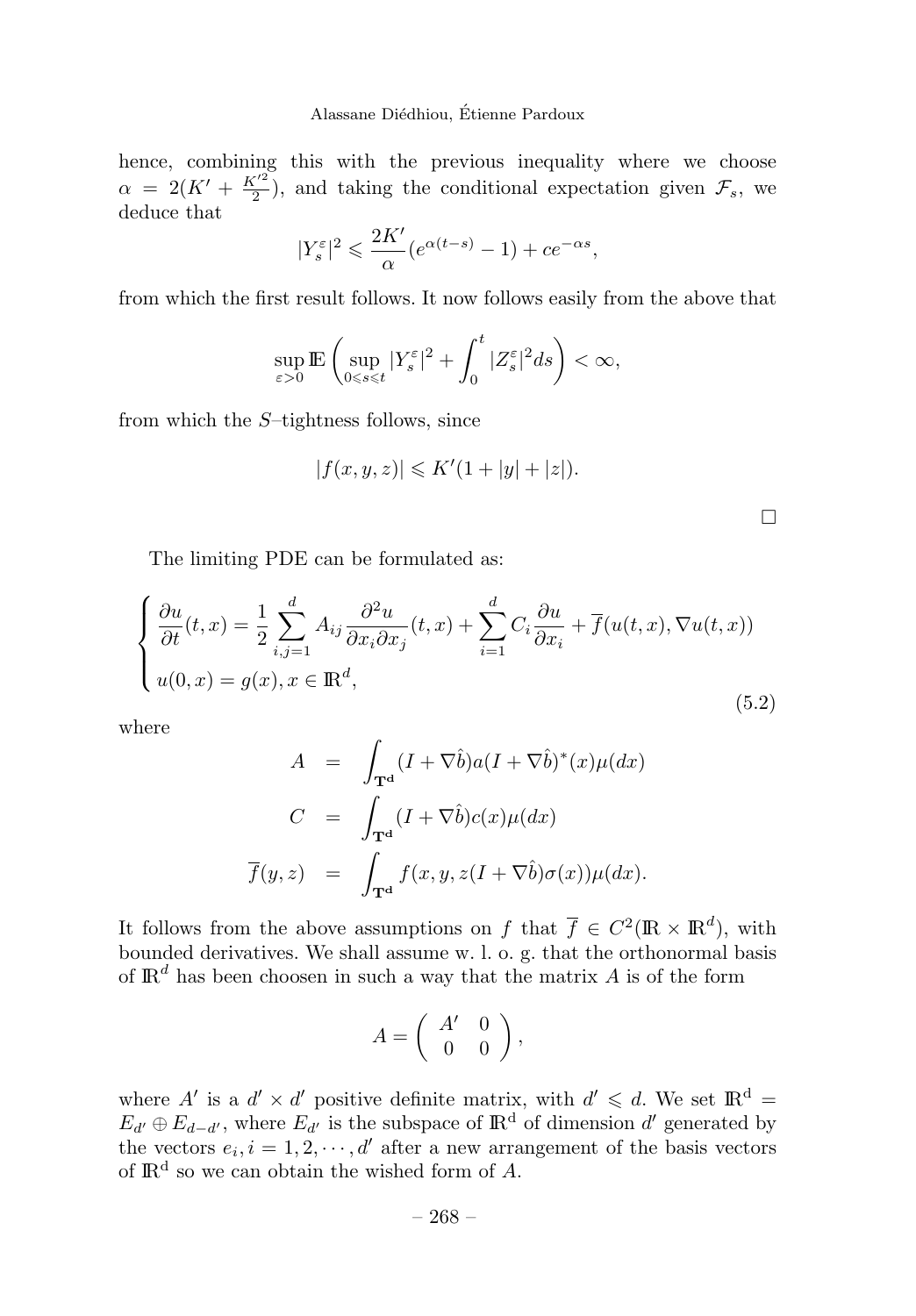hence, combining this with the previous inequality where we choose $\alpha = 2(K' + \frac{K'^2}{2})$, and taking the conditional expectation given $\mathcal{F}_s$, we deduce that

$$|Y_s^\varepsilon|^2 \leqslant \frac{2K'}{\alpha}(e^{\alpha(t-s)} - 1) + ce^{-\alpha s},$$

from which the first result follows. It now follows easily from the above that

$$\sup_{\varepsilon > 0} \mathbb{E}\left( \sup_{0 \leqslant s \leqslant t} |Y_s^\varepsilon|^2 + \int_0^t |Z_s^\varepsilon|^2 ds \right) < \infty,$$

from which the $S$–tightness follows, since

$$|f(x, y, z)| \leqslant K'(1 + |y| + |z|).$$

□

The limiting PDE can be formulated as:

$$\begin{cases} \dfrac{\partial u}{\partial t}(t, x) = \dfrac{1}{2} \displaystyle\sum_{i,j=1}^d A_{ij} \frac{\partial^2 u}{\partial x_i \partial x_j}(t, x) + \sum_{i=1}^d C_i \frac{\partial u}{\partial x_i} + \overline{f}(u(t, x), \nabla u(t, x)) \\ u(0, x) = g(x), x \in \mathbb{R}^d, \end{cases} \tag{5.2}$$

where

$$\begin{aligned} A &= \int_{\mathbf{T^d}} (I + \nabla \hat{b}) a (I + \nabla \hat{b})^*(x) \mu(dx) \\ C &= \int_{\mathbf{T^d}} (I + \nabla \hat{b}) c(x) \mu(dx) \\ \overline{f}(y, z) &= \int_{\mathbf{T^d}} f(x, y, z(I + \nabla \hat{b})\sigma(x)) \mu(dx). \end{aligned}$$

It follows from the above assumptions on $f$ that $\overline{f} \in C^2(\mathbb{R} \times \mathbb{R}^d)$, with bounded derivatives. We shall assume w. l. o. g. that the orthonormal basis of $\mathbb{R}^d$ has been choosen in such a way that the matrix $A$ is of the form

$$A = \begin{pmatrix} A' & 0 \\ 0 & 0 \end{pmatrix},$$

where $A'$ is a $d' \times d'$ positive definite matrix, with $d' \leqslant d$. We set $\mathbb{R}^d = E_{d'} \oplus E_{d-d'}$, where $E_{d'}$ is the subspace of $\mathbb{R}^d$ of dimension $d'$ generated by the vectors $e_i, i = 1, 2, \cdots, d'$ after a new arrangement of the basis vectors of $\mathbb{R}^d$ so we can obtain the wished form of $A$.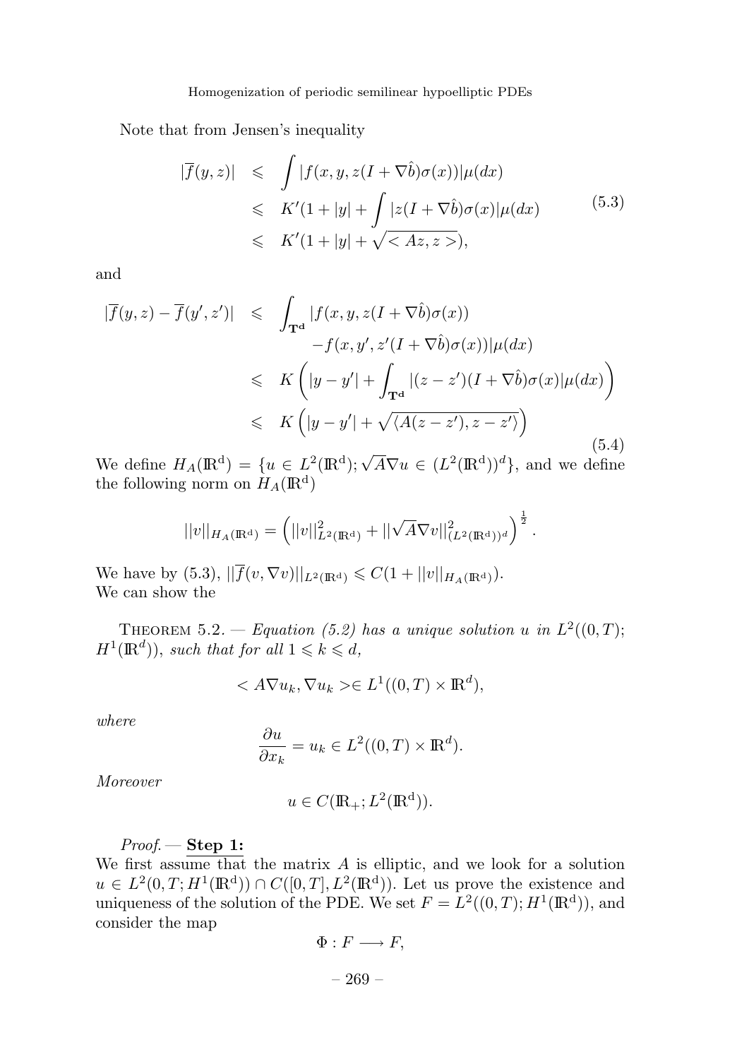Note that from Jensen's inequality

$$
\begin{aligned}
|\overline{f}(y,z)| &\leqslant \int |f(x,y,z(I+\nabla\hat{b})\sigma(x))|\mu(dx) \\
&\leqslant K'(1+|y|+\int |z(I+\nabla\hat{b})\sigma(x)|\mu(dx) \\
&\leqslant K'(1+|y|+\sqrt{<Az,z>}),
\end{aligned}
\tag{5.3}
$$

and

$$
\begin{aligned}
|\overline{f}(y,z)-\overline{f}(y',z')| &\leqslant \int_{\mathbf{T^d}} |f(x,y,z(I+\nabla\hat{b})\sigma(x)) \\
&\qquad -f(x,y',z'(I+\nabla\hat{b})\sigma(x))|\mu(dx) \\
&\leqslant K\left(|y-y'|+\int_{\mathbf{T^d}} |(z-z')(I+\nabla\hat{b})\sigma(x)|\mu(dx)\right) \\
&\leqslant K\left(|y-y'|+\sqrt{\langle A(z-z'),z-z'\rangle}\right)
\end{aligned}
\tag{5.4}
$$

We define $H_A(\mathbb{R}^d)=\{u\in L^2(\mathbb{R}^d);\sqrt{A}\nabla u\in (L^2(\mathbb{R}^d))^d\}$, and we define the following norm on $H_A(\mathbb{R}^d)$

$$
||v||_{H_A(\mathbb{R}^d)}=\left(||v||^2_{L^2(\mathbb{R}^d)}+||\sqrt{A}\nabla v||^2_{(L^2(\mathbb{R}^d))^d}\right)^{\frac{1}{2}}.
$$

We have by (5.3), $||\overline{f}(v,\nabla v)||_{L^2(\mathbb{R}^d)}\leqslant C(1+||v||_{H_A(\mathbb{R}^d)})$.
We can show the

THEOREM 5.2. — *Equation (5.2) has a unique solution $u$ in $L^2((0,T);H^1(\mathbb{R}^d))$, such that for all $1\leqslant k\leqslant d$,*

$$
<A\nabla u_k,\nabla u_k>\in L^1((0,T)\times\mathbb{R}^d),
$$

*where*

$$
\frac{\partial u}{\partial x_k}=u_k\in L^2((0,T)\times\mathbb{R}^d).
$$

*Moreover*

$$
u\in C(\mathbb{R}_+;L^2(\mathbb{R}^d)).
$$

*Proof.* — **Step 1:**
We first assume that the matrix $A$ is elliptic, and we look for a solution $u\in L^2(0,T;H^1(\mathbb{R}^d))\cap C([0,T],L^2(\mathbb{R}^d))$. Let us prove the existence and uniqueness of the solution of the PDE. We set $F=L^2((0,T);H^1(\mathbb{R}^d))$, and consider the map

$$
\Phi:F\longrightarrow F,
$$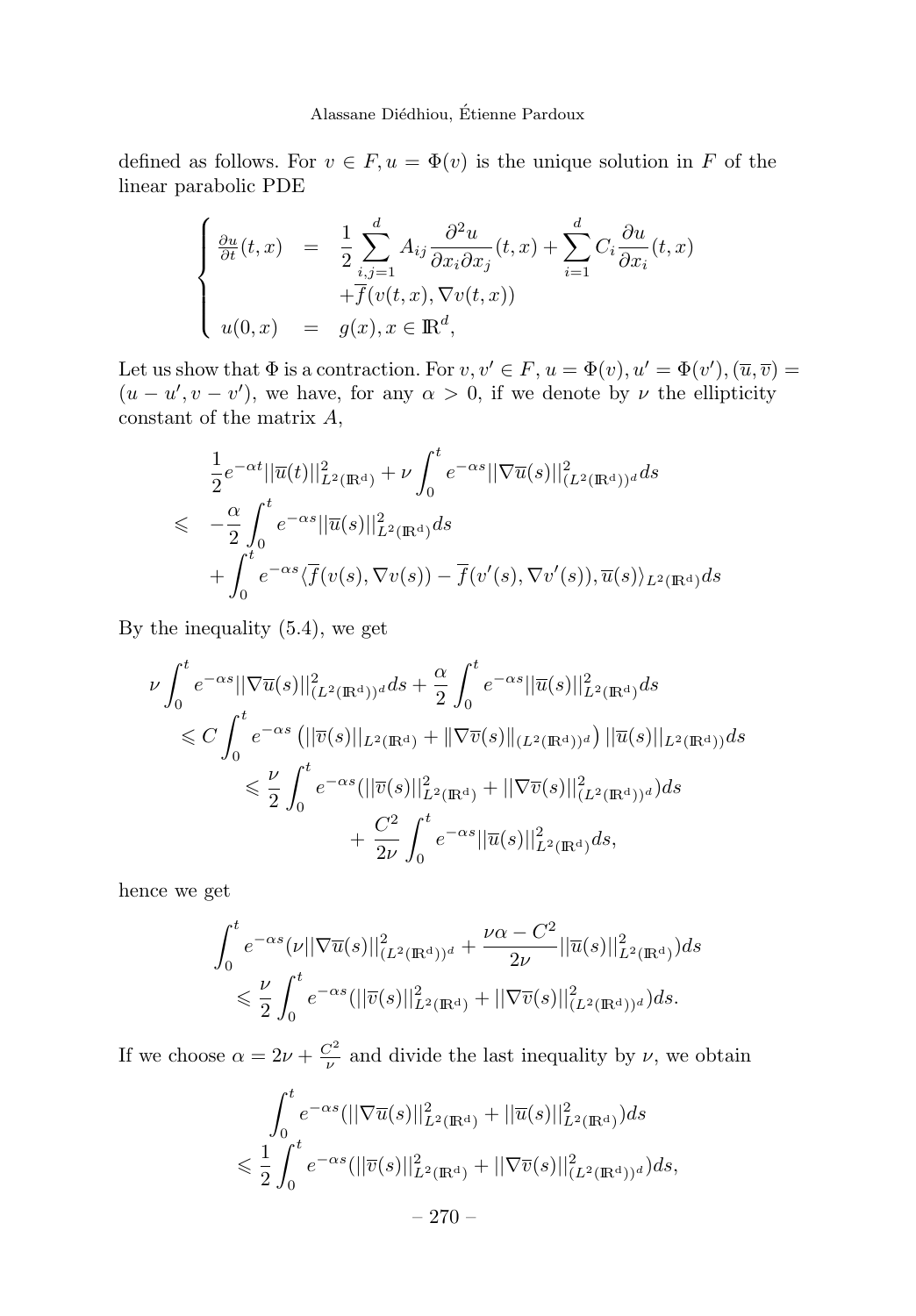defined as follows. For $v \in F, u = \Phi(v)$ is the unique solution in $F$ of the linear parabolic PDE

$$
\begin{cases}
\frac{\partial u}{\partial t}(t,x) &= \displaystyle\frac{1}{2}\sum_{i,j=1}^{d} A_{ij}\frac{\partial^2 u}{\partial x_i \partial x_j}(t,x) + \sum_{i=1}^{d} C_i \frac{\partial u}{\partial x_i}(t,x) \\
& \quad + \overline{f}(v(t,x), \nabla v(t,x)) \\
u(0,x) &= g(x), x \in \mathbb{R}^d,
\end{cases}
$$

Let us show that $\Phi$ is a contraction. For $v, v' \in F$, $u = \Phi(v), u' = \Phi(v'), (\overline{u}, \overline{v}) = (u - u', v - v')$, we have, for any $\alpha > 0$, if we denote by $\nu$ the ellipticity constant of the matrix $A$,

$$
\begin{aligned}
& \frac{1}{2}e^{-\alpha t}||\overline{u}(t)||^2_{L^2(\mathbb{R}^d)} + \nu \int_0^t e^{-\alpha s}||\nabla \overline{u}(s)||^2_{(L^2(\mathbb{R}^d))^d} ds \\
\leqslant \; & -\frac{\alpha}{2}\int_0^t e^{-\alpha s}||\overline{u}(s)||^2_{L^2(\mathbb{R}^d)} ds \\
& + \int_0^t e^{-\alpha s}\langle \overline{f}(v(s), \nabla v(s)) - \overline{f}(v'(s), \nabla v'(s)), \overline{u}(s)\rangle_{L^2(\mathbb{R}^d)} ds
\end{aligned}
$$

By the inequality (5.4), we get

$$
\begin{aligned}
\nu & \int_0^t e^{-\alpha s}||\nabla \overline{u}(s)||^2_{(L^2(\mathbb{R}^d))^d} ds + \frac{\alpha}{2}\int_0^t e^{-\alpha s}||\overline{u}(s)||^2_{L^2(\mathbb{R}^d)} ds \\
& \leqslant C \int_0^t e^{-\alpha s}\left(||\overline{v}(s)||_{L^2(\mathbb{R}^d)} + \|\nabla \overline{v}(s)\|_{(L^2(\mathbb{R}^d))^d}\right)||\overline{u}(s)||_{L^2(\mathbb{R}^d))} ds \\
& \quad \leqslant \frac{\nu}{2}\int_0^t e^{-\alpha s}(||\overline{v}(s)||^2_{L^2(\mathbb{R}^d)} + ||\nabla \overline{v}(s)||^2_{(L^2(\mathbb{R}^d))^d}) ds \\
& \qquad + \frac{C^2}{2\nu}\int_0^t e^{-\alpha s}||\overline{u}(s)||^2_{L^2(\mathbb{R}^d)} ds,
\end{aligned}
$$

hence we get

$$
\begin{aligned}
& \int_0^t e^{-\alpha s}(\nu||\nabla \overline{u}(s)||^2_{(L^2(\mathbb{R}^d))^d} + \frac{\nu\alpha - C^2}{2\nu}||\overline{u}(s)||^2_{L^2(\mathbb{R}^d)}) ds \\
& \quad \leqslant \frac{\nu}{2}\int_0^t e^{-\alpha s}(||\overline{v}(s)||^2_{L^2(\mathbb{R}^d)} + ||\nabla \overline{v}(s)||^2_{(L^2(\mathbb{R}^d))^d}) ds.
\end{aligned}
$$

If we choose $\alpha = 2\nu + \frac{C^2}{\nu}$ and divide the last inequality by $\nu$, we obtain

$$
\begin{aligned}
& \int_0^t e^{-\alpha s}(||\nabla \overline{u}(s)||^2_{L^2(\mathbb{R}^d)} + ||\overline{u}(s)||^2_{L^2(\mathbb{R}^d)}) ds \\
\leqslant \; & \frac{1}{2}\int_0^t e^{-\alpha s}(||\overline{v}(s)||^2_{L^2(\mathbb{R}^d)} + ||\nabla \overline{v}(s)||^2_{(L^2(\mathbb{R}^d))^d}) ds,
\end{aligned}
$$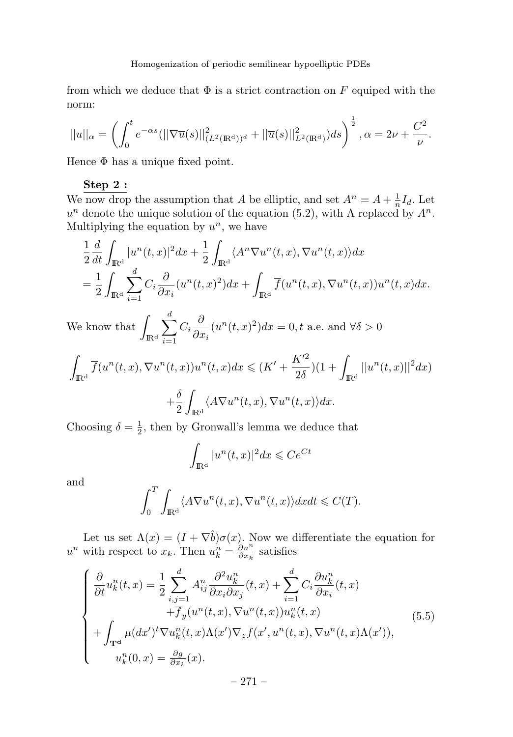from which we deduce that $\Phi$ is a strict contraction on $F$ equiped with the norm:

$$||u||_\alpha = \left(\int_0^t e^{-\alpha s}(||\nabla \overline{u}(s)||^2_{(L^2(\mathbb{R}^d))^d} + ||\overline{u}(s)||^2_{L^2(\mathbb{R}^d)})ds\right)^{\frac{1}{2}}, \alpha = 2\nu + \frac{C^2}{\nu}.$$

Hence $\Phi$ has a unique fixed point.

**Step 2 :**

We now drop the assumption that $A$ be elliptic, and set $A^n = A + \frac{1}{n}I_d$. Let $u^n$ denote the unique solution of the equation (5.2), with A replaced by $A^n$. Multiplying the equation by $u^n$, we have

$$\frac{1}{2}\frac{d}{dt}\int_{\mathbb{R}^d}|u^n(t,x)|^2dx + \frac{1}{2}\int_{\mathbb{R}^d}\langle A^n\nabla u^n(t,x), \nabla u^n(t,x)\rangle dx$$
$$= \frac{1}{2}\int_{\mathbb{R}^d}\sum_{i=1}^d C_i\frac{\partial}{\partial x_i}(u^n(t,x)^2)dx + \int_{\mathbb{R}^d}\overline{f}(u^n(t,x), \nabla u^n(t,x))u^n(t,x)dx.$$

We know that $\displaystyle\int_{\mathbb{R}^d}\sum_{i=1}^d C_i\frac{\partial}{\partial x_i}(u^n(t,x)^2)dx = 0, t$ a.e. and $\forall \delta > 0$

$$\int_{\mathbb{R}^d}\overline{f}(u^n(t,x), \nabla u^n(t,x))u^n(t,x)dx \leqslant (K' + \frac{K'^2}{2\delta})(1 + \int_{\mathbb{R}^d}||u^n(t,x)||^2dx)$$
$$+\frac{\delta}{2}\int_{\mathbb{R}^d}\langle A\nabla u^n(t,x), \nabla u^n(t,x)\rangle dx.$$

Choosing $\delta = \frac{1}{2}$, then by Gronwall's lemma we deduce that

$$\int_{\mathbb{R}^d}|u^n(t,x)|^2dx \leqslant Ce^{Ct}$$

and

$$\int_0^T\int_{\mathbb{R}^d}\langle A\nabla u^n(t,x), \nabla u^n(t,x)\rangle dxdt \leqslant C(T).$$

Let us set $\Lambda(x) = (I + \nabla\hat{b})\sigma(x)$. Now we differentiate the equation for $u^n$ with respect to $x_k$. Then $u^n_k = \frac{\partial u^n}{\partial x_k}$ satisfies

$$\begin{cases} \dfrac{\partial}{\partial t}u^n_k(t,x) = \dfrac{1}{2}\displaystyle\sum_{i,j=1}^d A^n_{ij}\frac{\partial^2 u^n_k}{\partial x_i\partial x_j}(t,x) + \sum_{i=1}^d C_i\frac{\partial u^n_k}{\partial x_i}(t,x) \\ \qquad\qquad + \overline{f}_y(u^n(t,x), \nabla u^n(t,x))u^n_k(t,x) \\ + \displaystyle\int_{\mathbf{T^d}}\mu(dx')^t\nabla u^n_k(t,x)\Lambda(x')\nabla_z f(x', u^n(t,x), \nabla u^n(t,x)\Lambda(x')), \\ \qquad u^n_k(0,x) = \frac{\partial g}{\partial x_k}(x). \end{cases} \tag{5.5}$$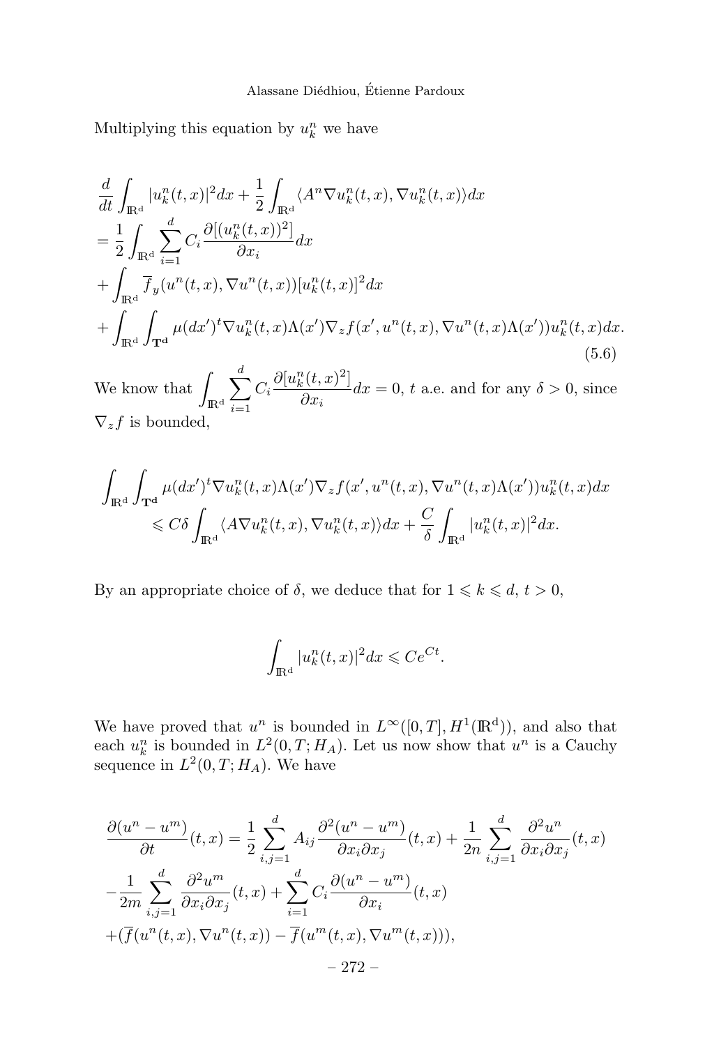Multiplying this equation by $u_k^n$ we have

$$
\begin{aligned}
&\frac{d}{dt}\int_{\mathbb{R}^d} |u_k^n(t,x)|^2 dx + \frac{1}{2}\int_{\mathbb{R}^d} \langle A^n \nabla u_k^n(t,x), \nabla u_k^n(t,x)\rangle dx \\
&= \frac{1}{2}\int_{\mathbb{R}^d} \sum_{i=1}^d C_i \frac{\partial[(u_k^n(t,x))^2]}{\partial x_i} dx \\
&+ \int_{\mathbb{R}^d} \overline{f}_y(u^n(t,x), \nabla u^n(t,x))[u_k^n(t,x)]^2 dx \\
&+ \int_{\mathbb{R}^d}\int_{\mathbf{T^d}} \mu(dx')^t \nabla u_k^n(t,x)\Lambda(x')\nabla_z f(x', u^n(t,x), \nabla u^n(t,x)\Lambda(x')) u_k^n(t,x) dx.
\end{aligned}
\tag{5.6}
$$

We know that $\displaystyle\int_{\mathbb{R}^d} \sum_{i=1}^d C_i \frac{\partial[u_k^n(t,x)^2]}{\partial x_i} dx = 0$, $t$ a.e. and for any $\delta > 0$, since $\nabla_z f$ is bounded,

$$
\begin{aligned}
\int_{\mathbb{R}^d}\int_{\mathbf{T^d}} &\mu(dx')^t \nabla u_k^n(t,x)\Lambda(x')\nabla_z f(x', u^n(t,x), \nabla u^n(t,x)\Lambda(x')) u_k^n(t,x) dx \\
&\leqslant C\delta \int_{\mathbb{R}^d} \langle A \nabla u_k^n(t,x), \nabla u_k^n(t,x)\rangle dx + \frac{C}{\delta}\int_{\mathbb{R}^d} |u_k^n(t,x)|^2 dx.
\end{aligned}
$$

By an appropriate choice of $\delta$, we deduce that for $1 \leqslant k \leqslant d$, $t > 0$,

$$
\int_{\mathbb{R}^d} |u_k^n(t,x)|^2 dx \leqslant Ce^{Ct}.
$$

We have proved that $u^n$ is bounded in $L^\infty([0,T], H^1(\mathbb{R}^d))$, and also that each $u_k^n$ is bounded in $L^2(0,T;H_A)$. Let us now show that $u^n$ is a Cauchy sequence in $L^2(0,T;H_A)$. We have

$$
\begin{aligned}
&\frac{\partial(u^n - u^m)}{\partial t}(t,x) = \frac{1}{2}\sum_{i,j=1}^d A_{ij}\frac{\partial^2(u^n - u^m)}{\partial x_i \partial x_j}(t,x) + \frac{1}{2n}\sum_{i,j=1}^d \frac{\partial^2 u^n}{\partial x_i \partial x_j}(t,x) \\
&-\frac{1}{2m}\sum_{i,j=1}^d \frac{\partial^2 u^m}{\partial x_i \partial x_j}(t,x) + \sum_{i=1}^d C_i \frac{\partial(u^n - u^m)}{\partial x_i}(t,x) \\
&+(\overline{f}(u^n(t,x), \nabla u^n(t,x)) - \overline{f}(u^m(t,x), \nabla u^m(t,x))),
\end{aligned}
$$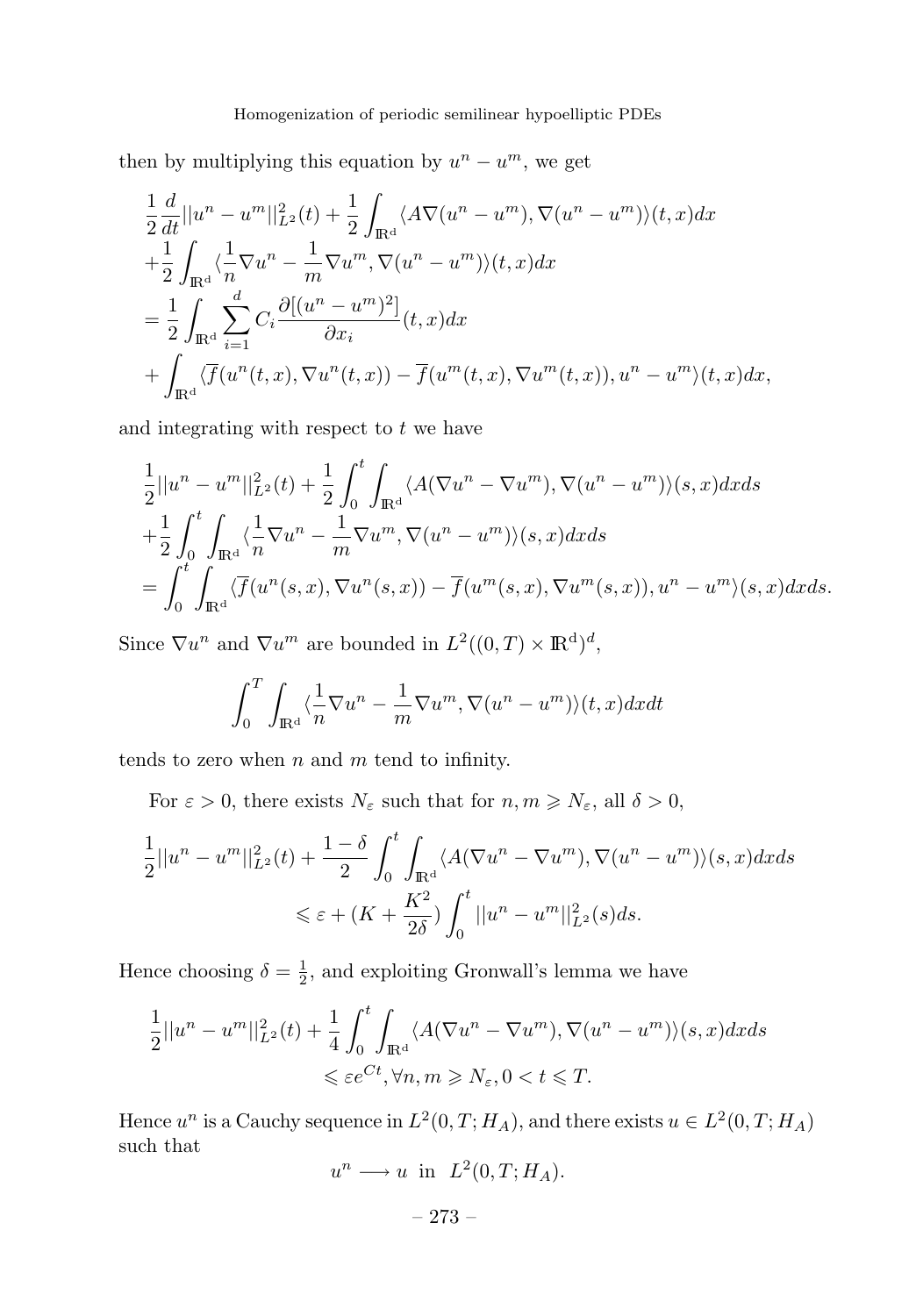then by multiplying this equation by $u^n - u^m$, we get

$$
\begin{aligned}
&\frac{1}{2}\frac{d}{dt}||u^n - u^m||^2_{L^2}(t) + \frac{1}{2}\int_{\mathbb{R}^d} \langle A\nabla(u^n - u^m), \nabla(u^n - u^m)\rangle(t,x)dx \\
&+\frac{1}{2}\int_{\mathbb{R}^d} \langle \frac{1}{n}\nabla u^n - \frac{1}{m}\nabla u^m, \nabla(u^n - u^m)\rangle(t,x)dx \\
&= \frac{1}{2}\int_{\mathbb{R}^d} \sum_{i=1}^{d} C_i \frac{\partial[(u^n - u^m)^2]}{\partial x_i}(t,x)dx \\
&+ \int_{\mathbb{R}^d} \langle \overline{f}(u^n(t,x), \nabla u^n(t,x)) - \overline{f}(u^m(t,x), \nabla u^m(t,x)), u^n - u^m\rangle(t,x)dx,
\end{aligned}
$$

and integrating with respect to $t$ we have

$$
\begin{aligned}
&\frac{1}{2}||u^n - u^m||^2_{L^2}(t) + \frac{1}{2}\int_0^t \int_{\mathbb{R}^d} \langle A(\nabla u^n - \nabla u^m), \nabla(u^n - u^m)\rangle(s,x)dxds \\
&+\frac{1}{2}\int_0^t \int_{\mathbb{R}^d} \langle \frac{1}{n}\nabla u^n - \frac{1}{m}\nabla u^m, \nabla(u^n - u^m)\rangle(s,x)dxds \\
&= \int_0^t \int_{\mathbb{R}^d} \langle \overline{f}(u^n(s,x), \nabla u^n(s,x)) - \overline{f}(u^m(s,x), \nabla u^m(s,x)), u^n - u^m\rangle(s,x)dxds.
\end{aligned}
$$

Since $\nabla u^n$ and $\nabla u^m$ are bounded in $L^2((0,T)\times\mathbb{R}^d)^d$,

$$
\int_0^T \int_{\mathbb{R}^d} \langle \frac{1}{n}\nabla u^n - \frac{1}{m}\nabla u^m, \nabla(u^n - u^m)\rangle(t,x)dxdt
$$

tends to zero when $n$ and $m$ tend to infinity.

For $\varepsilon > 0$, there exists $N_\varepsilon$ such that for $n, m \geqslant N_\varepsilon$, all $\delta > 0$,

$$
\begin{aligned}
\frac{1}{2}||u^n - u^m||^2_{L^2}(t) &+ \frac{1-\delta}{2}\int_0^t \int_{\mathbb{R}^d} \langle A(\nabla u^n - \nabla u^m), \nabla(u^n - u^m)\rangle(s,x)dxds \\
&\leqslant \varepsilon + (K + \frac{K^2}{2\delta})\int_0^t ||u^n - u^m||^2_{L^2}(s)ds.
\end{aligned}
$$

Hence choosing $\delta = \frac{1}{2}$, and exploiting Gronwall's lemma we have

$$
\begin{aligned}
\frac{1}{2}||u^n - u^m||^2_{L^2}(t) &+ \frac{1}{4}\int_0^t \int_{\mathbb{R}^d} \langle A(\nabla u^n - \nabla u^m), \nabla(u^n - u^m)\rangle(s,x)dxds \\
&\leqslant \varepsilon e^{Ct}, \forall n, m \geqslant N_\varepsilon, 0 < t \leqslant T.
\end{aligned}
$$

Hence $u^n$ is a Cauchy sequence in $L^2(0,T;H_A)$, and there exists $u \in L^2(0,T;H_A)$ such that

$$
u^n \longrightarrow u \ \text{ in } \ L^2(0,T;H_A).
$$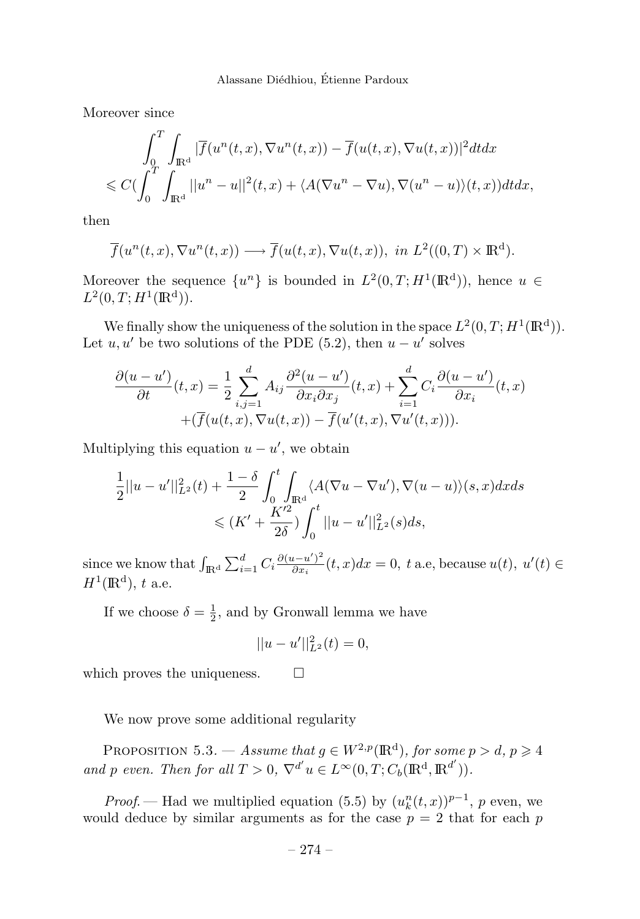Moreover since

$$
\begin{aligned}
&\int_0^T \int_{\mathbb{R}^d} |\overline{f}(u^n(t,x), \nabla u^n(t,x)) - \overline{f}(u(t,x), \nabla u(t,x))|^2 dt dx \\
&\leqslant C(\int_0^T \int_{\mathbb{R}^d} ||u^n - u||^2(t,x) + \langle A(\nabla u^n - \nabla u), \nabla(u^n - u)\rangle(t,x)) dt dx,
\end{aligned}
$$

then

$$
\overline{f}(u^n(t,x), \nabla u^n(t,x)) \longrightarrow \overline{f}(u(t,x), \nabla u(t,x)), \ in \ L^2((0,T) \times \mathbb{R}^d).
$$

Moreover the sequence $\{u^n\}$ is bounded in $L^2(0,T; H^1(\mathbb{R}^d))$, hence $u \in L^2(0,T; H^1(\mathbb{R}^d))$.

We finally show the uniqueness of the solution in the space $L^2(0,T; H^1(\mathbb{R}^d))$. Let $u, u'$ be two solutions of the PDE (5.2), then $u - u'$ solves

$$
\begin{aligned}
\frac{\partial(u-u')}{\partial t}(t,x) = \frac{1}{2} \sum_{i,j=1}^d A_{ij} \frac{\partial^2 (u-u')}{\partial x_i \partial x_j}(t,x) + \sum_{i=1}^d C_i \frac{\partial(u-u')}{\partial x_i}(t,x) \\
+ (\overline{f}(u(t,x), \nabla u(t,x)) - \overline{f}(u'(t,x), \nabla u'(t,x))).
\end{aligned}
$$

Multiplying this equation $u - u'$, we obtain

$$
\begin{aligned}
\frac{1}{2}||u-u'||^2_{L^2}(t) + \frac{1-\delta}{2} \int_0^t \int_{\mathbb{R}^d} \langle A(\nabla u - \nabla u'), \nabla(u-u)\rangle(s,x) dx ds \\
\leqslant (K' + \frac{K'^2}{2\delta}) \int_0^t ||u-u'||^2_{L^2}(s) ds,
\end{aligned}
$$

since we know that $\int_{\mathbb{R}^d} \sum_{i=1}^d C_i \frac{\partial(u-u')^2}{\partial x_i}(t,x) dx = 0$, $t$ a.e, because $u(t), \ u'(t) \in H^1(\mathbb{R}^d)$, $t$ a.e.

If we choose $\delta = \frac{1}{2}$, and by Gronwall lemma we have

$$
||u-u'||^2_{L^2}(t) = 0,
$$

which proves the uniqueness. □

We now prove some additional regularity

Proposition 5.3. — *Assume that $g \in W^{2,p}(\mathbb{R}^d)$, for some $p > d$, $p \geqslant 4$ and $p$ even. Then for all $T > 0$, $\nabla^{d'} u \in L^\infty(0,T; C_b(\mathbb{R}^d, \mathbb{R}^{d'}))$.*

*Proof.* — Had we multiplied equation (5.5) by $(u_k^n(t,x))^{p-1}$, $p$ even, we would deduce by similar arguments as for the case $p = 2$ that for each $p$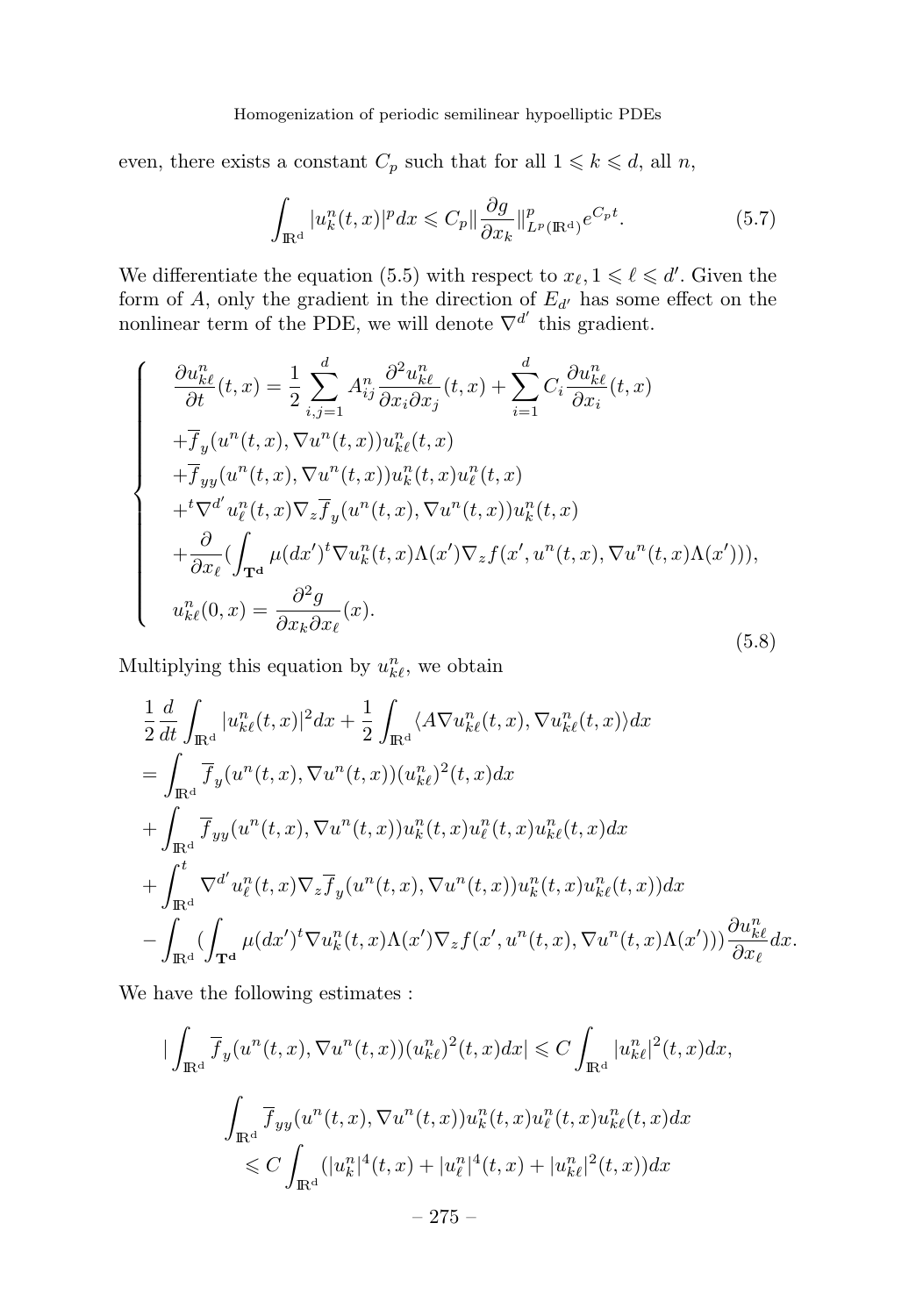even, there exists a constant $C_p$ such that for all $1 \leqslant k \leqslant d$, all $n$,

$$\int_{\mathbb{R}^d} |u_k^n(t,x)|^p dx \leqslant C_p \|\frac{\partial g}{\partial x_k}\|^p_{L^p(\mathbb{R}^d)} e^{C_p t}. \tag{5.7}$$

We differentiate the equation (5.5) with respect to $x_\ell, 1 \leqslant \ell \leqslant d'$. Given the form of $A$, only the gradient in the direction of $E_{d'}$ has some effect on the nonlinear term of the PDE, we will denote $\nabla^{d'}$ this gradient.

$$\left\{ \begin{array}{l} \dfrac{\partial u_{k\ell}^n}{\partial t}(t,x) = \dfrac{1}{2}\displaystyle\sum_{i,j=1}^{d} A_{ij}^n \dfrac{\partial^2 u_{k\ell}^n}{\partial x_i \partial x_j}(t,x) + \sum_{i=1}^{d} C_i \dfrac{\partial u_{k\ell}^n}{\partial x_i}(t,x) \\ +\overline{f}_y(u^n(t,x), \nabla u^n(t,x)) u_{k\ell}^n(t,x) \\ +\overline{f}_{yy}(u^n(t,x), \nabla u^n(t,x)) u_k^n(t,x) u_\ell^n(t,x) \\ +{}^t\nabla^{d'} u_\ell^n(t,x) \nabla_z \overline{f}_y(u^n(t,x), \nabla u^n(t,x)) u_k^n(t,x) \\ +\dfrac{\partial}{\partial x_\ell}(\displaystyle\int_{\mathbf{T^d}} \mu(dx')^t \nabla u_k^n(t,x) \Lambda(x') \nabla_z f(x', u^n(t,x), \nabla u^n(t,x)\Lambda(x'))), \\ u_{k\ell}^n(0,x) = \dfrac{\partial^2 g}{\partial x_k \partial x_\ell}(x). \end{array} \right. \tag{5.8}$$

Multiplying this equation by $u_{k\ell}^n$, we obtain

$$\begin{aligned} &\frac{1}{2}\frac{d}{dt}\int_{\mathbb{R}^d} |u_{k\ell}^n(t,x)|^2 dx + \frac{1}{2}\int_{\mathbb{R}^d} \langle A \nabla u_{k\ell}^n(t,x), \nabla u_{k\ell}^n(t,x) \rangle dx \\ &= \int_{\mathbb{R}^d} \overline{f}_y(u^n(t,x), \nabla u^n(t,x))(u_{k\ell}^n)^2(t,x) dx \\ &+ \int_{\mathbb{R}^d} \overline{f}_{yy}(u^n(t,x), \nabla u^n(t,x)) u_k^n(t,x) u_\ell^n(t,x) u_{k\ell}^n(t,x) dx \\ &+ \int_{\mathbb{R}^d}^t \nabla^{d'} u_\ell^n(t,x) \nabla_z \overline{f}_y(u^n(t,x), \nabla u^n(t,x)) u_k^n(t,x) u_{k\ell}^n(t,x)) dx \\ &- \int_{\mathbb{R}^d} (\int_{\mathbf{T^d}} \mu(dx')^t \nabla u_k^n(t,x) \Lambda(x') \nabla_z f(x', u^n(t,x), \nabla u^n(t,x)\Lambda(x'))) \frac{\partial u_{k\ell}^n}{\partial x_\ell} dx. \end{aligned}$$

We have the following estimates :

$$|\int_{\mathbb{R}^d} \overline{f}_y(u^n(t,x), \nabla u^n(t,x))(u_{k\ell}^n)^2(t,x) dx| \leqslant C \int_{\mathbb{R}^d} |u_{k\ell}^n|^2(t,x) dx,$$

$$\begin{aligned} &\int_{\mathbb{R}^d} \overline{f}_{yy}(u^n(t,x), \nabla u^n(t,x)) u_k^n(t,x) u_\ell^n(t,x) u_{k\ell}^n(t,x) dx \\ &\quad \leqslant C \int_{\mathbb{R}^d} (|u_k^n|^4(t,x) + |u_\ell^n|^4(t,x) + |u_{k\ell}^n|^2(t,x)) dx \end{aligned}$$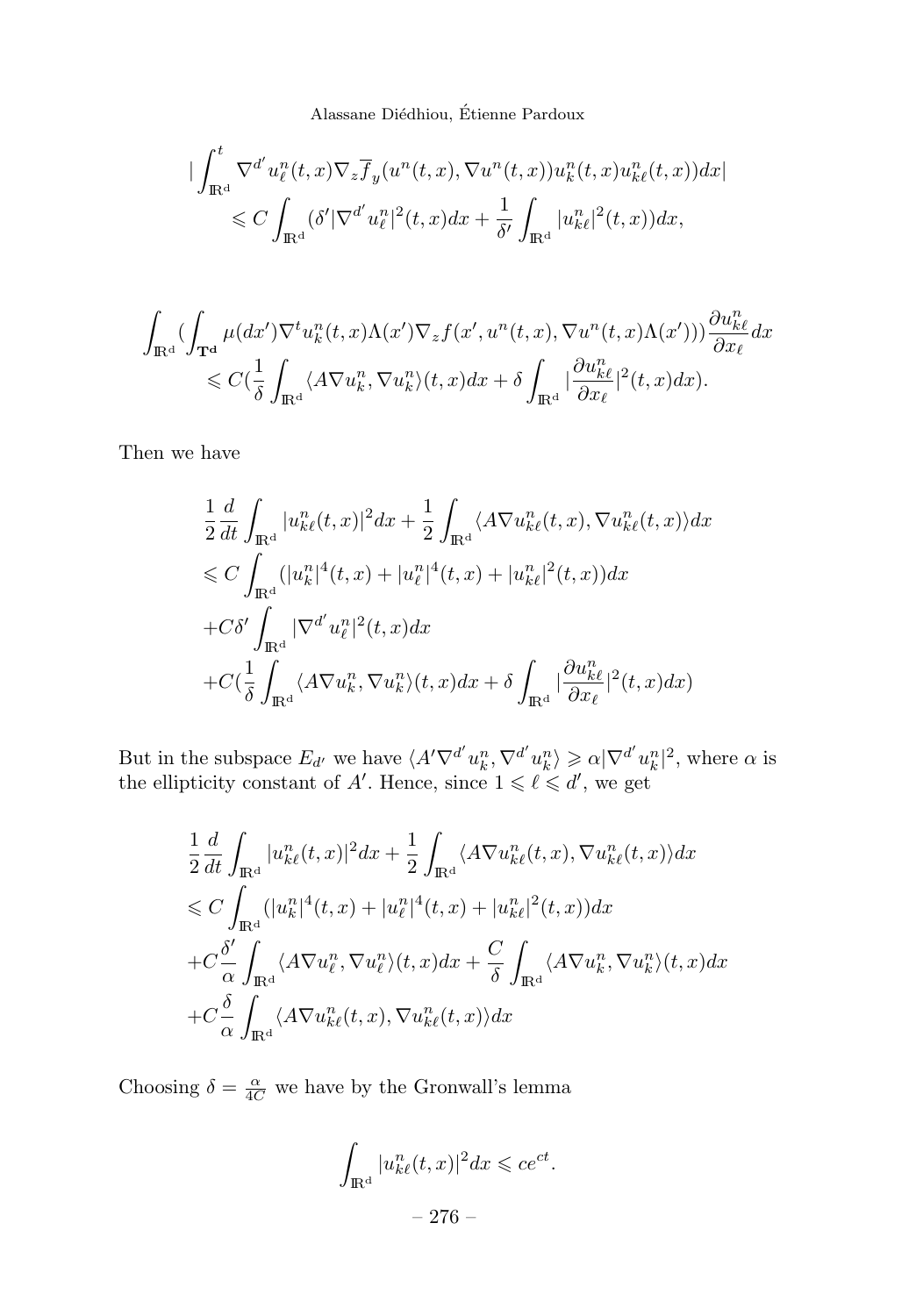$$
\begin{aligned}
&|\int_{\mathbb{R}^d}^{t} \nabla^{d'} u_\ell^n(t,x) \nabla_z \overline{f}_y(u^n(t,x), \nabla u^n(t,x)) u_k^n(t,x) u_{k\ell}^n(t,x)) dx| \\
&\qquad \leqslant C \int_{\mathbb{R}^d} (\delta' |\nabla^{d'} u_\ell^n|^2(t,x) dx + \frac{1}{\delta'} \int_{\mathbb{R}^d} |u_{k\ell}^n|^2(t,x)) dx,
\end{aligned}
$$

$$
\begin{aligned}
&\int_{\mathbb{R}^d} (\int_{\mathbf{T^d}} \mu(dx') \nabla^t u_k^n(t,x) \Lambda(x') \nabla_z f(x', u^n(t,x), \nabla u^n(t,x) \Lambda(x'))) \frac{\partial u_{k\ell}^n}{\partial x_\ell} dx \\
&\qquad \leqslant C (\frac{1}{\delta} \int_{\mathbb{R}^d} \langle A \nabla u_k^n, \nabla u_k^n \rangle (t,x) dx + \delta \int_{\mathbb{R}^d} |\frac{\partial u_{k\ell}^n}{\partial x_\ell}|^2(t,x) dx).
\end{aligned}
$$

Then we have

$$
\begin{aligned}
&\frac{1}{2} \frac{d}{dt} \int_{\mathbb{R}^d} |u_{k\ell}^n(t,x)|^2 dx + \frac{1}{2} \int_{\mathbb{R}^d} \langle A \nabla u_{k\ell}^n(t,x), \nabla u_{k\ell}^n(t,x) \rangle dx \\
&\leqslant C \int_{\mathbb{R}^d} (|u_k^n|^4(t,x) + |u_\ell^n|^4(t,x) + |u_{k\ell}^n|^2(t,x)) dx \\
&+ C\delta' \int_{\mathbb{R}^d} |\nabla^{d'} u_\ell^n|^2(t,x) dx \\
&+ C (\frac{1}{\delta} \int_{\mathbb{R}^d} \langle A \nabla u_k^n, \nabla u_k^n \rangle (t,x) dx + \delta \int_{\mathbb{R}^d} |\frac{\partial u_{k\ell}^n}{\partial x_\ell}|^2(t,x) dx)
\end{aligned}
$$

But in the subspace $E_{d'}$ we have $\langle A' \nabla^{d'} u_k^n, \nabla^{d'} u_k^n \rangle \geqslant \alpha |\nabla^{d'} u_k^n|^2$, where $\alpha$ is the ellipticity constant of $A'$. Hence, since $1 \leqslant \ell \leqslant d'$, we get

$$
\begin{aligned}
&\frac{1}{2} \frac{d}{dt} \int_{\mathbb{R}^d} |u_{k\ell}^n(t,x)|^2 dx + \frac{1}{2} \int_{\mathbb{R}^d} \langle A \nabla u_{k\ell}^n(t,x), \nabla u_{k\ell}^n(t,x) \rangle dx \\
&\leqslant C \int_{\mathbb{R}^d} (|u_k^n|^4(t,x) + |u_\ell^n|^4(t,x) + |u_{k\ell}^n|^2(t,x)) dx \\
&+ C\frac{\delta'}{\alpha} \int_{\mathbb{R}^d} \langle A \nabla u_\ell^n, \nabla u_\ell^n \rangle (t,x) dx + \frac{C}{\delta} \int_{\mathbb{R}^d} \langle A \nabla u_k^n, \nabla u_k^n \rangle (t,x) dx \\
&+ C\frac{\delta}{\alpha} \int_{\mathbb{R}^d} \langle A \nabla u_{k\ell}^n(t,x), \nabla u_{k\ell}^n(t,x) \rangle dx
\end{aligned}
$$

Choosing $\delta = \frac{\alpha}{4C}$ we have by the Gronwall's lemma

$$
\int_{\mathbb{R}^d} |u_{k\ell}^n(t,x)|^2 dx \leqslant c e^{ct}.
$$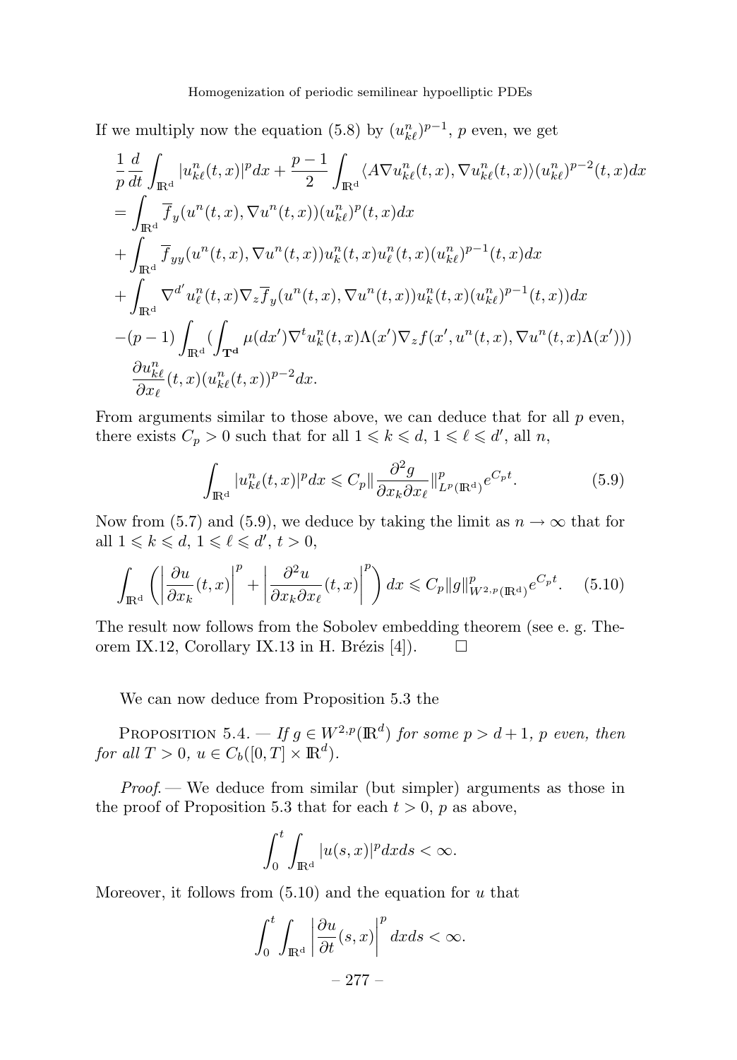If we multiply now the equation (5.8) by $(u^n_{k\ell})^{p-1}$, $p$ even, we get

$$
\begin{aligned}
&\frac{1}{p}\frac{d}{dt}\int_{\mathbb{R}^d} |u^n_{k\ell}(t,x)|^p dx + \frac{p-1}{2}\int_{\mathbb{R}^d} \langle A\nabla u^n_{k\ell}(t,x), \nabla u^n_{k\ell}(t,x)\rangle (u^n_{k\ell})^{p-2}(t,x)dx \\
&= \int_{\mathbb{R}^d} \overline{f}_y(u^n(t,x), \nabla u^n(t,x))(u^n_{k\ell})^p(t,x)dx \\
&+ \int_{\mathbb{R}^d} \overline{f}_{yy}(u^n(t,x), \nabla u^n(t,x)) u^n_k(t,x) u^n_\ell(t,x)(u^n_{k\ell})^{p-1}(t,x)dx \\
&+ \int_{\mathbb{R}^d} \nabla^{d'} u^n_\ell(t,x)\nabla_z \overline{f}_y(u^n(t,x), \nabla u^n(t,x)) u^n_k(t,x)(u^n_{k\ell})^{p-1}(t,x))dx \\
&-(p-1)\int_{\mathbb{R}^d}\Big(\int_{\mathbf{T^d}} \mu(dx')\nabla^t u^n_k(t,x)\Lambda(x')\nabla_z f(x', u^n(t,x), \nabla u^n(t,x)\Lambda(x'))\Big) \\
&\quad \frac{\partial u^n_{k\ell}}{\partial x_\ell}(t,x)(u^n_{k\ell}(t,x))^{p-2}dx.
\end{aligned}
$$

From arguments similar to those above, we can deduce that for all $p$ even, there exists $C_p > 0$ such that for all $1 \leqslant k \leqslant d$, $1 \leqslant \ell \leqslant d'$, all $n$,

$$
\int_{\mathbb{R}^d} |u^n_{k\ell}(t,x)|^p dx \leqslant C_p \Big\| \frac{\partial^2 g}{\partial x_k \partial x_\ell}\Big\|^p_{L^p(\mathbb{R}^d)} e^{C_p t}. \tag{5.9}
$$

Now from (5.7) and (5.9), we deduce by taking the limit as $n \to \infty$ that for all $1 \leqslant k \leqslant d$, $1 \leqslant \ell \leqslant d'$, $t > 0$,

$$
\int_{\mathbb{R}^d} \left( \left|\frac{\partial u}{\partial x_k}(t,x)\right|^p + \left|\frac{\partial^2 u}{\partial x_k \partial x_\ell}(t,x)\right|^p \right) dx \leqslant C_p \|g\|^p_{W^{2,p}(\mathbb{R}^d)} e^{C_p t}. \tag{5.10}
$$

The result now follows from the Sobolev embedding theorem (see e. g. Theorem IX.12, Corollary IX.13 in H. Brézis [4]). $\square$

We can now deduce from Proposition 5.3 the

Proposition 5.4. — *If $g \in W^{2,p}(\mathbb{R}^d)$ for some $p > d+1$, $p$ even, then for all $T > 0$, $u \in C_b([0,T] \times \mathbb{R}^d)$.*

*Proof.* — We deduce from similar (but simpler) arguments as those in the proof of Proposition 5.3 that for each $t > 0$, $p$ as above,

$$
\int_0^t \int_{\mathbb{R}^d} |u(s,x)|^p dx ds < \infty.
$$

Moreover, it follows from (5.10) and the equation for $u$ that

$$
\int_0^t \int_{\mathbb{R}^d} \left|\frac{\partial u}{\partial t}(s,x)\right|^p dx ds < \infty.
$$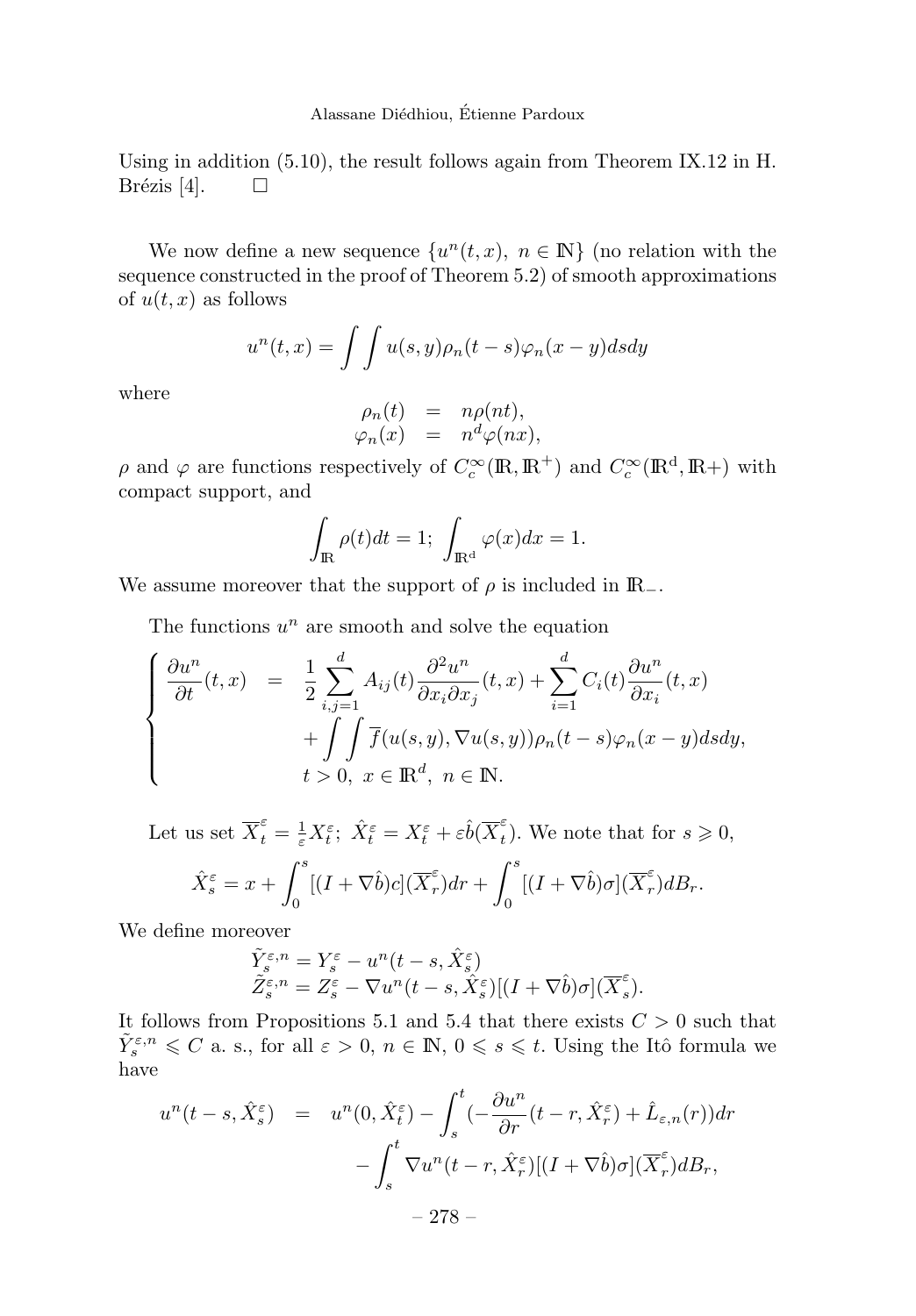Using in addition (5.10), the result follows again from Theorem IX.12 in H. Brézis [4]. $\square$

We now define a new sequence $\{u^n(t,x),\ n \in \mathbb{N}\}$ (no relation with the sequence constructed in the proof of Theorem 5.2) of smooth approximations of $u(t,x)$ as follows

$$u^n(t,x) = \int\int u(s,y)\rho_n(t-s)\varphi_n(x-y)dsdy$$

where

$$\begin{array}{rcl} \rho_n(t) & = & n\rho(nt), \\ \varphi_n(x) & = & n^d\varphi(nx), \end{array}$$

$\rho$ and $\varphi$ are functions respectively of $C_c^\infty(\mathbb{R},\mathbb{R}^+)$ and $C_c^\infty(\mathbb{R}^d,\mathbb{R}+)$ with compact support, and

$$\int_{\mathbb{R}} \rho(t)dt = 1;\ \int_{\mathbb{R}^d} \varphi(x)dx = 1.$$

We assume moreover that the support of $\rho$ is included in $\mathbb{R}_-$.

The functions $u^n$ are smooth and solve the equation

$$\left\{\begin{array}{rcl} \dfrac{\partial u^n}{\partial t}(t,x) & = & \dfrac{1}{2}\displaystyle\sum_{i,j=1}^d A_{ij}(t)\frac{\partial^2 u^n}{\partial x_i \partial x_j}(t,x) + \sum_{i=1}^d C_i(t)\frac{\partial u^n}{\partial x_i}(t,x) \\ & & +\displaystyle\int\int \overline{f}(u(s,y),\nabla u(s,y))\rho_n(t-s)\varphi_n(x-y)dsdy, \\ & & t>0,\ x \in \mathbb{R}^d,\ n \in \mathbb{N}. \end{array}\right.$$

Let us set $\overline{X}_t^\varepsilon = \frac{1}{\varepsilon}X_t^\varepsilon;\ \hat{X}_t^\varepsilon = X_t^\varepsilon + \varepsilon\hat{b}(\overline{X}_t^\varepsilon)$. We note that for $s \geqslant 0$,

$$\hat{X}_s^\varepsilon = x + \int_0^s [(I+\nabla\hat{b})c](\overline{X}_r^\varepsilon)dr + \int_0^s [(I+\nabla\hat{b})\sigma](\overline{X}_r^\varepsilon)dB_r.$$

We define moreover

$$\begin{array}{l} \hat{Y}_s^{\varepsilon,n} = Y_s^\varepsilon - u^n(t-s,\hat{X}_s^\varepsilon) \\ \tilde{Z}_s^{\varepsilon,n} = Z_s^\varepsilon - \nabla u^n(t-s,\hat{X}_s^\varepsilon)[(I+\nabla\hat{b})\sigma](\overline{X}_s^\varepsilon). \end{array}$$

It follows from Propositions 5.1 and 5.4 that there exists $C>0$ such that $\hat{Y}_s^{\varepsilon,n} \leqslant C$ a. s., for all $\varepsilon>0$, $n \in \mathbb{N}$, $0 \leqslant s \leqslant t$. Using the Itô formula we have

$$\begin{array}{rcl} u^n(t-s,\hat{X}_s^\varepsilon) & = & u^n(0,\hat{X}_t^\varepsilon) - \displaystyle\int_s^t (-\frac{\partial u^n}{\partial r}(t-r,\hat{X}_r^\varepsilon) + \hat{L}_{\varepsilon,n}(r))dr \\ & & -\displaystyle\int_s^t \nabla u^n(t-r,\hat{X}_r^\varepsilon)[(I+\nabla\hat{b})\sigma](\overline{X}_r^\varepsilon)dB_r, \end{array}$$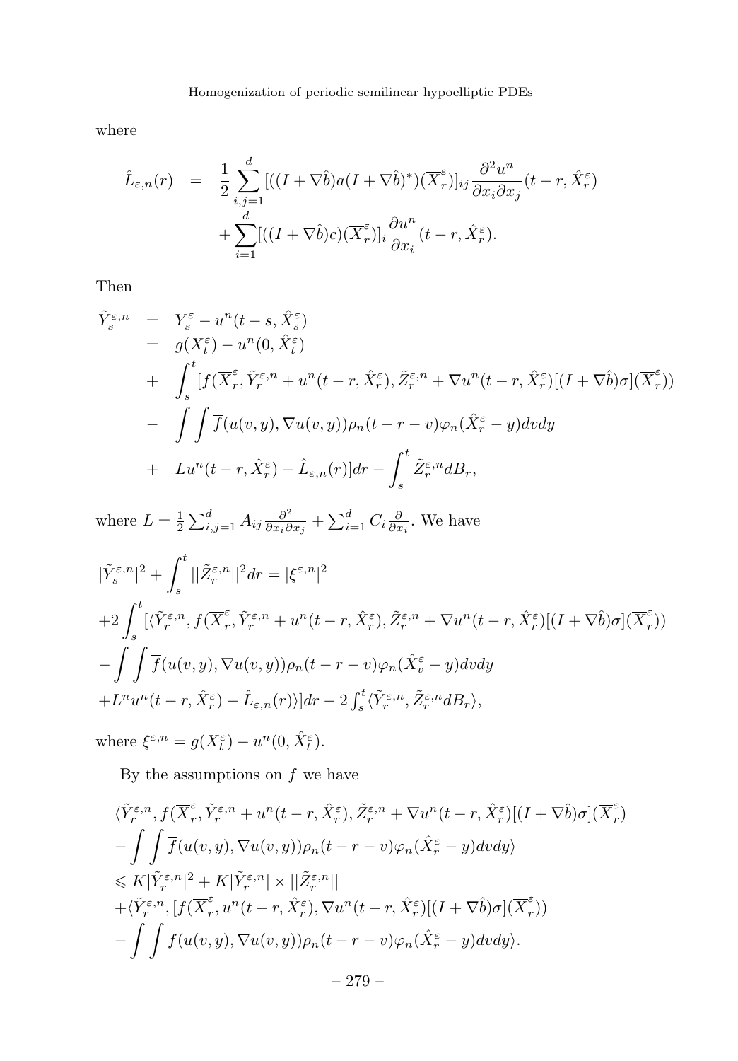where

$$
\begin{aligned}
\hat{L}_{\varepsilon,n}(r) &= \frac{1}{2}\sum_{i,j=1}^{d}[((I+\nabla\hat{b})a(I+\nabla\hat{b})^*)(\overline{X}_r^{\varepsilon})]_{ij}\frac{\partial^2 u^n}{\partial x_i \partial x_j}(t-r,\hat{X}_r^{\varepsilon}) \\
&\quad + \sum_{i=1}^{d}[((I+\nabla\hat{b})c)(\overline{X}_r^{\varepsilon})]_i \frac{\partial u^n}{\partial x_i}(t-r,\hat{X}_r^{\varepsilon}).
\end{aligned}
$$

Then

$$
\begin{aligned}
\tilde{Y}_s^{\varepsilon,n} &= Y_s^{\varepsilon} - u^n(t-s,\hat{X}_s^{\varepsilon}) \\
&= g(X_t^{\varepsilon}) - u^n(0,\hat{X}_t^{\varepsilon}) \\
&+ \int_s^t [f(\overline{X}_r^{\varepsilon}, \tilde{Y}_r^{\varepsilon,n} + u^n(t-r,\hat{X}_r^{\varepsilon}), \tilde{Z}_r^{\varepsilon,n} + \nabla u^n(t-r,\hat{X}_r^{\varepsilon})[(I+\nabla\hat{b})\sigma](\overline{X}_r^{\varepsilon})) \\
&- \int\int \overline{f}(u(v,y),\nabla u(v,y))\rho_n(t-r-v)\varphi_n(\hat{X}_r^{\varepsilon}-y)dvdy \\
&+ Lu^n(t-r,\hat{X}_r^{\varepsilon}) - \hat{L}_{\varepsilon,n}(r)]dr - \int_s^t \tilde{Z}_r^{\varepsilon,n} dB_r,
\end{aligned}
$$

where $L = \frac{1}{2}\sum_{i,j=1}^{d} A_{ij}\frac{\partial^2}{\partial x_i \partial x_j} + \sum_{i=1}^{d} C_i \frac{\partial}{\partial x_i}$. We have

$$
\begin{aligned}
&|\tilde{Y}_s^{\varepsilon,n}|^2 + \int_s^t ||\tilde{Z}_r^{\varepsilon,n}||^2 dr = |\xi^{\varepsilon,n}|^2 \\
&+2\int_s^t [\langle \tilde{Y}_r^{\varepsilon,n}, f(\overline{X}_r^{\varepsilon}, \tilde{Y}_r^{\varepsilon,n} + u^n(t-r,\hat{X}_r^{\varepsilon}), \tilde{Z}_r^{\varepsilon,n} + \nabla u^n(t-r,\hat{X}_r^{\varepsilon})[(I+\nabla\hat{b})\sigma](\overline{X}_r^{\varepsilon})) \\
&-\int\int \overline{f}(u(v,y),\nabla u(v,y))\rho_n(t-r-v)\varphi_n(\hat{X}_v^{\varepsilon}-y)dvdy \\
&+L^n u^n(t-r,\hat{X}_r^{\varepsilon}) - \hat{L}_{\varepsilon,n}(r)\rangle]dr - 2\int_s^t \langle \tilde{Y}_r^{\varepsilon,n}, \tilde{Z}_r^{\varepsilon,n} dB_r\rangle,
\end{aligned}
$$

where $\xi^{\varepsilon,n} = g(X_t^{\varepsilon}) - u^n(0,\hat{X}_t^{\varepsilon})$.

By the assumptions on $f$ we have

$$
\begin{aligned}
&\langle \tilde{Y}_r^{\varepsilon,n}, f(\overline{X}_r^{\varepsilon}, \tilde{Y}_r^{\varepsilon,n} + u^n(t-r,\hat{X}_r^{\varepsilon}), \tilde{Z}_r^{\varepsilon,n} + \nabla u^n(t-r,\hat{X}_r^{\varepsilon})[(I+\nabla\hat{b})\sigma](\overline{X}_r^{\varepsilon}) \\
&-\int\int \overline{f}(u(v,y),\nabla u(v,y))\rho_n(t-r-v)\varphi_n(\hat{X}_r^{\varepsilon}-y)dvdy\rangle \\
&\leqslant K|\tilde{Y}_r^{\varepsilon,n}|^2 + K|\tilde{Y}_r^{\varepsilon,n}| \times ||\tilde{Z}_r^{\varepsilon,n}|| \\
&+\langle \tilde{Y}_r^{\varepsilon,n}, [f(\overline{X}_r^{\varepsilon}, u^n(t-r,\hat{X}_r^{\varepsilon}), \nabla u^n(t-r,\hat{X}_r^{\varepsilon})[(I+\nabla\hat{b})\sigma](\overline{X}_r^{\varepsilon})) \\
&-\int\int \overline{f}(u(v,y),\nabla u(v,y))\rho_n(t-r-v)\varphi_n(\hat{X}_r^{\varepsilon}-y)dvdy\rangle.
\end{aligned}
$$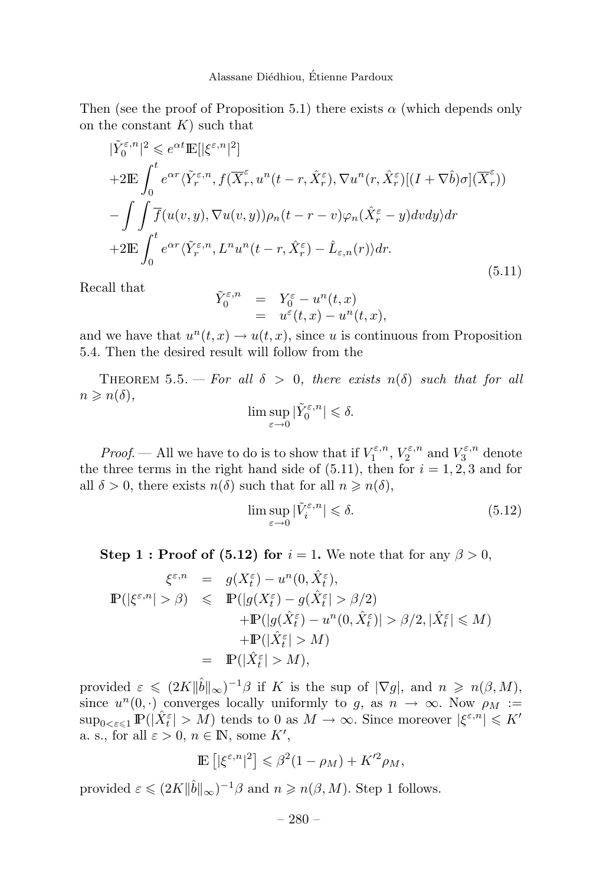Then (see the proof of Proposition 5.1) there exists $\alpha$ (which depends only on the constant $K$) such that

$$
\begin{aligned}
&|\tilde{Y}_0^{\varepsilon,n}|^2 \leqslant e^{\alpha t}\mathbb{E}[|\xi^{\varepsilon,n}|^2] \\
&+2\mathbb{E}\int_0^t e^{\alpha r}\langle \tilde{Y}_r^{\varepsilon,n}, f(\overline{X}_r^\varepsilon, u^n(t-r,\hat{X}_r^\varepsilon), \nabla u^n(r,\hat{X}_r^\varepsilon)[(I+\nabla\hat{b})\sigma](\overline{X}_r^\varepsilon)) \\
&-\int\int \overline{f}(u(v,y),\nabla u(v,y))\rho_n(t-r-v)\varphi_n(\hat{X}_r^\varepsilon - y)dvdy\rangle dr \\
&+2\mathbb{E}\int_0^t e^{\alpha r}\langle \tilde{Y}_r^{\varepsilon,n}, L^n u^n(t-r,\hat{X}_r^\varepsilon) - \hat{L}_{\varepsilon,n}(r)\rangle dr.
\end{aligned}
\tag{5.11}
$$

Recall that

$$
\begin{aligned}
\tilde{Y}_0^{\varepsilon,n} &= Y_0^\varepsilon - u^n(t,x) \\
&= u^\varepsilon(t,x) - u^n(t,x),
\end{aligned}
$$

and we have that $u^n(t,x) \to u(t,x)$, since $u$ is continuous from Proposition 5.4. Then the desired result will follow from the

Theorem 5.5. — *For all $\delta > 0$, there exists $n(\delta)$ such that for all $n \geqslant n(\delta)$,*

$$\limsup_{\varepsilon\to 0}|\tilde{Y}_0^{\varepsilon,n}| \leqslant \delta.$$

*Proof.* — All we have to do is to show that if $V_1^{\varepsilon,n}$, $V_2^{\varepsilon,n}$ and $V_3^{\varepsilon,n}$ denote the three terms in the right hand side of (5.11), then for $i = 1,2,3$ and for all $\delta > 0$, there exists $n(\delta)$ such that for all $n \geqslant n(\delta)$,

$$\limsup_{\varepsilon\to 0}|\tilde{V}_i^{\varepsilon,n}| \leqslant \delta. \tag{5.12}$$

**Step 1 : Proof of (5.12) for $i = 1$.** We note that for any $\beta > 0$,

$$
\begin{aligned}
\xi^{\varepsilon,n} &= g(X_t^\varepsilon) - u^n(0,\hat{X}_t^\varepsilon), \\
\mathbb{P}(|\xi^{\varepsilon,n}| > \beta) &\leqslant \mathbb{P}(|g(X_t^\varepsilon) - g(\hat{X}_t^\varepsilon| > \beta/2) \\
&\quad + \mathbb{P}(|g(\hat{X}_t^\varepsilon) - u^n(0,\hat{X}_t^\varepsilon)| > \beta/2, |\hat{X}_t^\varepsilon| \leqslant M) \\
&\quad + \mathbb{P}(|\hat{X}_t^\varepsilon| > M) \\
&= \mathbb{P}(|\hat{X}_t^\varepsilon| > M),
\end{aligned}
$$

provided $\varepsilon \leqslant (2K\|\hat{b}\|_\infty)^{-1}\beta$ if $K$ is the sup of $|\nabla g|$, and $n \geqslant n(\beta, M)$, since $u^n(0,\cdot)$ converges locally uniformly to $g$, as $n \to \infty$. Now $\rho_M := \sup_{0<\varepsilon\leqslant 1}\mathbb{P}(|\hat{X}_t^\varepsilon| > M)$ tends to 0 as $M \to \infty$. Since moreover $|\xi^{\varepsilon,n}| \leqslant K'$ a. s., for all $\varepsilon > 0$, $n \in \mathbb{N}$, some $K'$,

$$\mathbb{E}\left[|\xi^{\varepsilon,n}|^2\right] \leqslant \beta^2(1-\rho_M) + K'^2\rho_M,$$

provided $\varepsilon \leqslant (2K\|\hat{b}\|_\infty)^{-1}\beta$ and $n \geqslant n(\beta, M)$. Step 1 follows.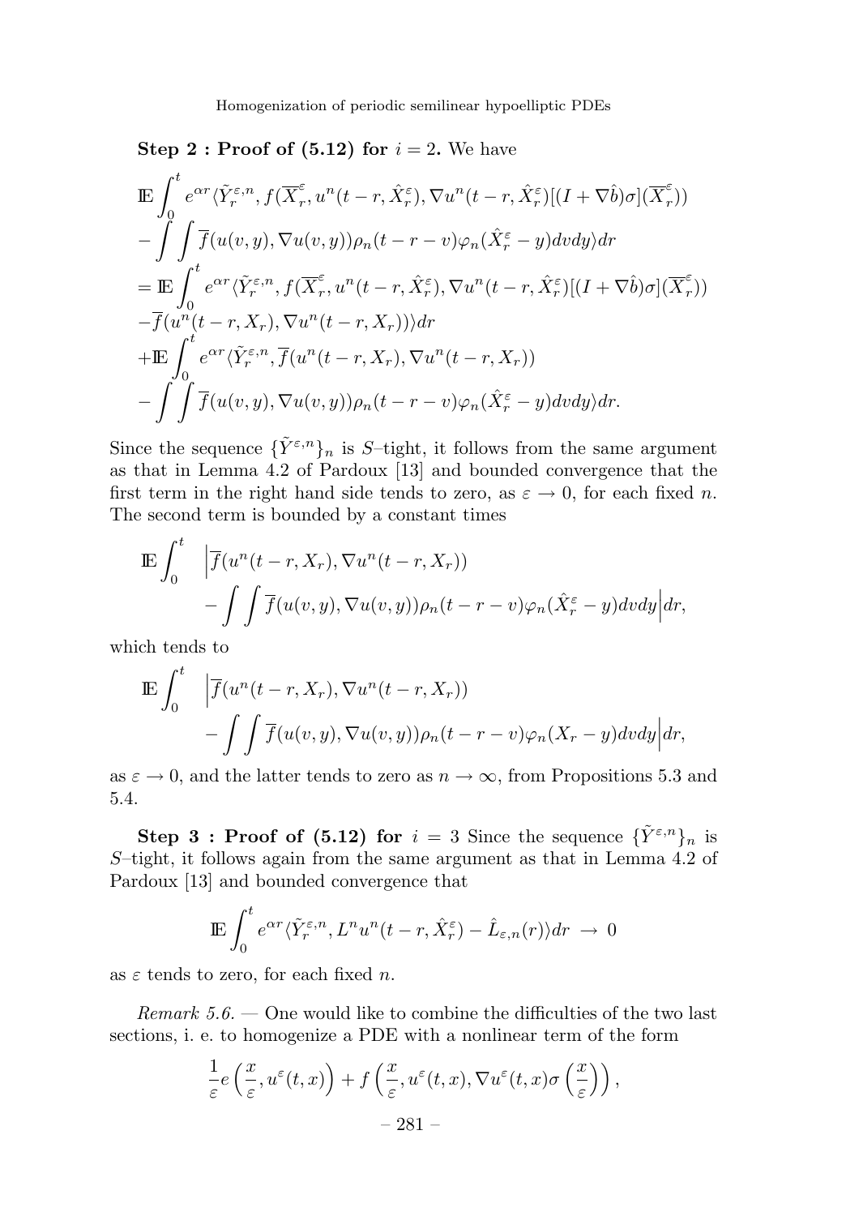**Step 2 : Proof of (5.12) for** $i = 2$**.** We have

$$
\begin{aligned}
&\mathbb{E}\int_0^t e^{\alpha r}\langle \tilde{Y}_r^{\varepsilon,n}, f(\overline{X}_r^{\varepsilon}, u^n(t-r,\hat{X}_r^{\varepsilon}), \nabla u^n(t-r,\hat{X}_r^{\varepsilon})[(I+\nabla\hat{b})\sigma](\overline{X}_r^{\varepsilon}))\\
&-\int\int \overline{f}(u(v,y),\nabla u(v,y))\rho_n(t-r-v)\varphi_n(\hat{X}_r^{\varepsilon}-y)dvdy\rangle dr\\
&=\mathbb{E}\int_0^t e^{\alpha r}\langle \tilde{Y}_r^{\varepsilon,n}, f(\overline{X}_r^{\varepsilon}, u^n(t-r,\hat{X}_r^{\varepsilon}), \nabla u^n(t-r,\hat{X}_r^{\varepsilon})[(I+\nabla\hat{b})\sigma](\overline{X}_r^{\varepsilon}))\\
&-\overline{f}(u^n(t-r,X_r),\nabla u^n(t-r,X_r))\rangle dr\\
&+\mathbb{E}\int_0^t e^{\alpha r}\langle \tilde{Y}_r^{\varepsilon,n}, \overline{f}(u^n(t-r,X_r),\nabla u^n(t-r,X_r))\\
&-\int\int \overline{f}(u(v,y),\nabla u(v,y))\rho_n(t-r-v)\varphi_n(\hat{X}_r^{\varepsilon}-y)dvdy\rangle dr.
\end{aligned}
$$

Since the sequence $\{\tilde{Y}^{\varepsilon,n}\}_n$ is $S$–tight, it follows from the same argument as that in Lemma 4.2 of Pardoux [13] and bounded convergence that the first term in the right hand side tends to zero, as $\varepsilon \to 0$, for each fixed $n$. The second term is bounded by a constant times

$$
\begin{aligned}
\mathbb{E}\int_0^t \quad &\Big|\overline{f}(u^n(t-r,X_r),\nabla u^n(t-r,X_r))\\
&-\int\int \overline{f}(u(v,y),\nabla u(v,y))\rho_n(t-r-v)\varphi_n(\hat{X}_r^{\varepsilon}-y)dvdy\Big|dr,
\end{aligned}
$$

which tends to

$$
\begin{aligned}
\mathbb{E}\int_0^t \quad &\Big|\overline{f}(u^n(t-r,X_r),\nabla u^n(t-r,X_r))\\
&-\int\int \overline{f}(u(v,y),\nabla u(v,y))\rho_n(t-r-v)\varphi_n(X_r-y)dvdy\Big|dr,
\end{aligned}
$$

as $\varepsilon \to 0$, and the latter tends to zero as $n \to \infty$, from Propositions 5.3 and 5.4.

**Step 3 : Proof of (5.12) for** $i = 3$ Since the sequence $\{\tilde{Y}^{\varepsilon,n}\}_n$ is $S$–tight, it follows again from the same argument as that in Lemma 4.2 of Pardoux [13] and bounded convergence that

$$
\mathbb{E}\int_0^t e^{\alpha r}\langle \tilde{Y}_r^{\varepsilon,n}, L^n u^n(t-r,\hat{X}_r^{\varepsilon}) - \hat{L}_{\varepsilon,n}(r)\rangle dr \;\to\; 0
$$

as $\varepsilon$ tends to zero, for each fixed $n$.

*Remark 5.6.* — One would like to combine the difficulties of the two last sections, i. e. to homogenize a PDE with a nonlinear term of the form

$$
\frac{1}{\varepsilon}e\left(\frac{x}{\varepsilon}, u^{\varepsilon}(t,x)\right) + f\left(\frac{x}{\varepsilon}, u^{\varepsilon}(t,x), \nabla u^{\varepsilon}(t,x)\sigma\left(\frac{x}{\varepsilon}\right)\right),
$$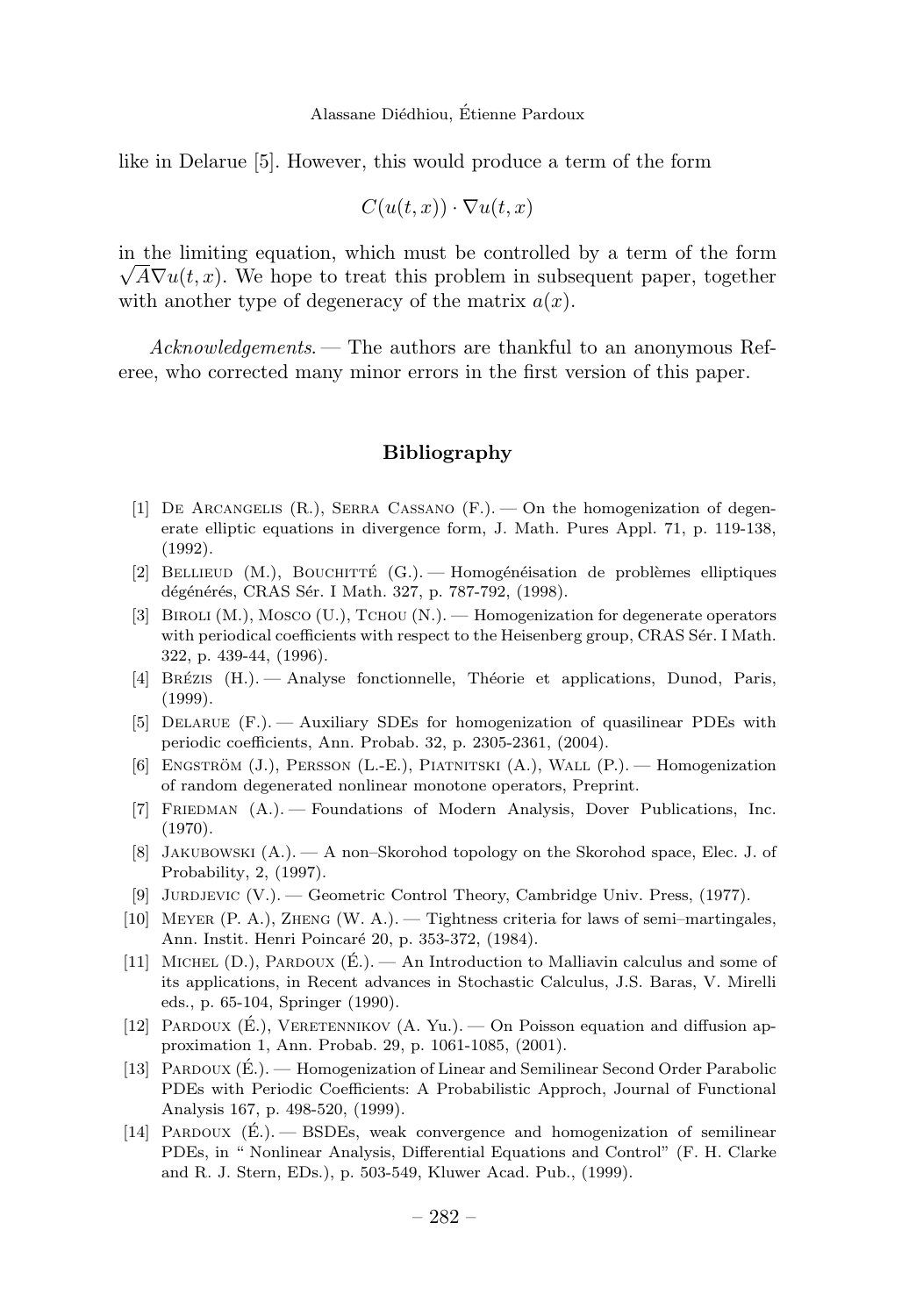like in Delarue [5]. However, this would produce a term of the form

$$C(u(t,x)) \cdot \nabla u(t,x)$$

in the limiting equation, which must be controlled by a term of the form $\sqrt{A}\nabla u(t,x)$. We hope to treat this problem in subsequent paper, together with another type of degeneracy of the matrix $a(x)$.

*Acknowledgements.* — The authors are thankful to an anonymous Referee, who corrected many minor errors in the first version of this paper.

## Bibliography

[1] De Arcangelis (R.), Serra Cassano (F.). — On the homogenization of degenerate elliptic equations in divergence form, J. Math. Pures Appl. 71, p. 119-138, (1992).

[2] Bellieud (M.), Bouchitté (G.). — Homogénéisation de problèmes elliptiques dégénérés, CRAS Sér. I Math. 327, p. 787-792, (1998).

[3] Biroli (M.), Mosco (U.), Tchou (N.). — Homogenization for degenerate operators with periodical coefficients with respect to the Heisenberg group, CRAS Sér. I Math. 322, p. 439-44, (1996).

[4] Brézis (H.). — Analyse fonctionnelle, Théorie et applications, Dunod, Paris, (1999).

[5] Delarue (F.). — Auxiliary SDEs for homogenization of quasilinear PDEs with periodic coefficients, Ann. Probab. 32, p. 2305-2361, (2004).

[6] Engström (J.), Persson (L.-E.), Piatnitski (A.), Wall (P.). — Homogenization of random degenerated nonlinear monotone operators, Preprint.

[7] Friedman (A.). — Foundations of Modern Analysis, Dover Publications, Inc. (1970).

[8] Jakubowski (A.). — A non–Skorohod topology on the Skorohod space, Elec. J. of Probability, 2, (1997).

[9] Jurdjevic (V.). — Geometric Control Theory, Cambridge Univ. Press, (1977).

[10] Meyer (P. A.), Zheng (W. A.). — Tightness criteria for laws of semi–martingales, Ann. Instit. Henri Poincaré 20, p. 353-372, (1984).

[11] Michel (D.), Pardoux (É.). — An Introduction to Malliavin calculus and some of its applications, in Recent advances in Stochastic Calculus, J.S. Baras, V. Mirelli eds., p. 65-104, Springer (1990).

[12] Pardoux (É.), Veretennikov (A. Yu.). — On Poisson equation and diffusion approximation 1, Ann. Probab. 29, p. 1061-1085, (2001).

[13] Pardoux (É.). — Homogenization of Linear and Semilinear Second Order Parabolic PDEs with Periodic Coefficients: A Probabilistic Approch, Journal of Functional Analysis 167, p. 498-520, (1999).

[14] Pardoux (É.). — BSDEs, weak convergence and homogenization of semilinear PDEs, in " Nonlinear Analysis, Differential Equations and Control" (F. H. Clarke and R. J. Stern, EDs.), p. 503-549, Kluwer Acad. Pub., (1999).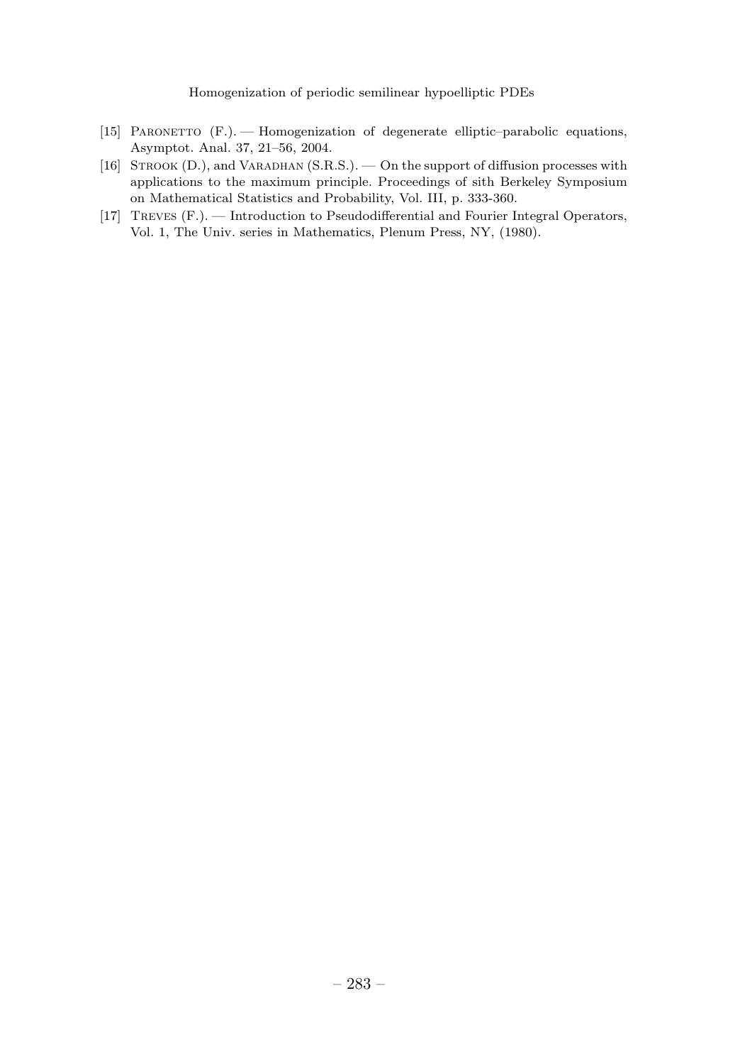- [15] Paronetto (F.). — Homogenization of degenerate elliptic–parabolic equations, Asymptot. Anal. 37, 21–56, 2004.
- [16] Strook (D.), and Varadhan (S.R.S.). — On the support of diffusion processes with applications to the maximum principle. Proceedings of sith Berkeley Symposium on Mathematical Statistics and Probability, Vol. III, p. 333-360.
- [17] Treves (F.). — Introduction to Pseudodifferential and Fourier Integral Operators, Vol. 1, The Univ. series in Mathematics, Plenum Press, NY, (1980).